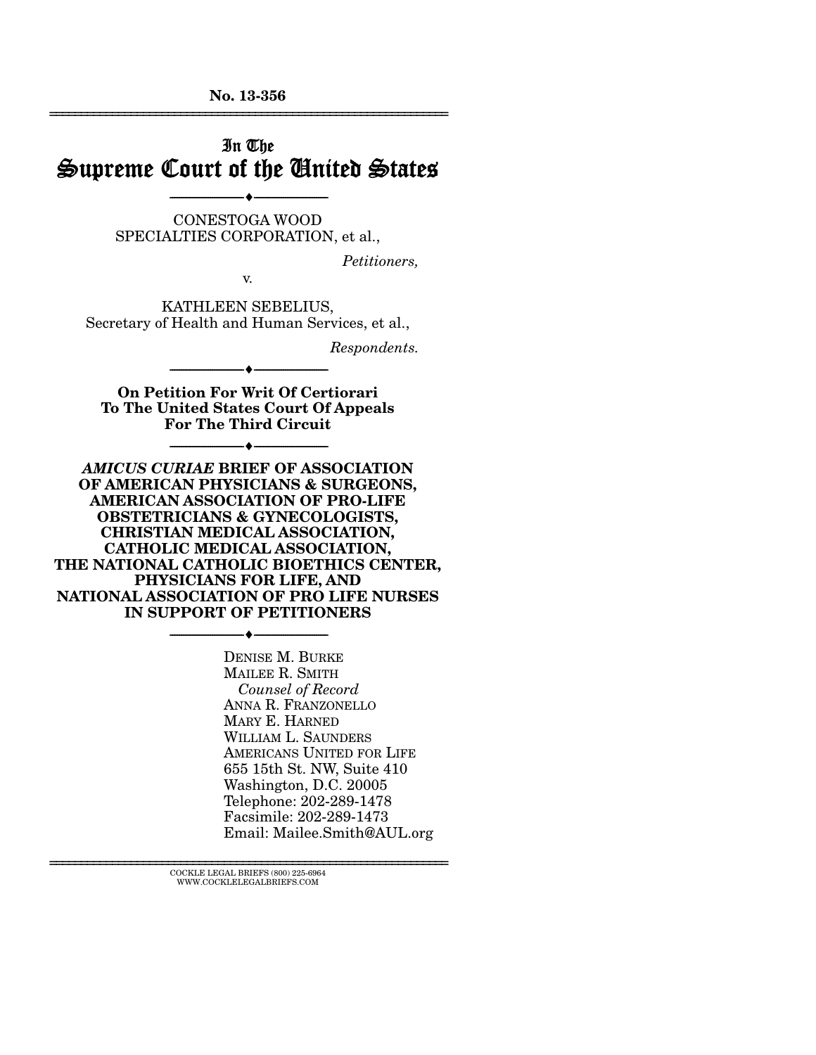No. 13-356

---

# In The Supreme Court of the United States

---

CONESTOGA WOOD SPECIALTIES CORPORATION, et al.,

*Petitioners,*

v.

KATHLEEN SEBELIUS, Secretary of Health and Human Services, et al.,

*Respondents.*

---

**On Petition For Writ Of Certiorari To The United States Court Of Appeals For The Third Circuit**

---

***AMICUS CURIAE* BRIEF OF ASSOCIATION OF AMERICAN PHYSICIANS & SURGEONS, AMERICAN ASSOCIATION OF PRO-LIFE OBSTETRICIANS & GYNECOLOGISTS, CHRISTIAN MEDICAL ASSOCIATION, CATHOLIC MEDICAL ASSOCIATION, THE NATIONAL CATHOLIC BIOETHICS CENTER, PHYSICIANS FOR LIFE, AND NATIONAL ASSOCIATION OF PRO LIFE NURSES IN SUPPORT OF PETITIONERS**

---

DENISE M. BURKE
MAILEE R. SMITH
*Counsel of Record*
ANNA R. FRANZONELLO
MARY E. HARNED
WILLIAM L. SAUNDERS
AMERICANS UNITED FOR LIFE
655 15th St. NW, Suite 410
Washington, D.C. 20005
Telephone: 202-289-1478
Facsimile: 202-289-1473
Email: Mailee.Smith@AUL.org

---

COCKLE LEGAL BRIEFS (800) 225-6964
WWW.COCKLELEGALBRIEFS.COM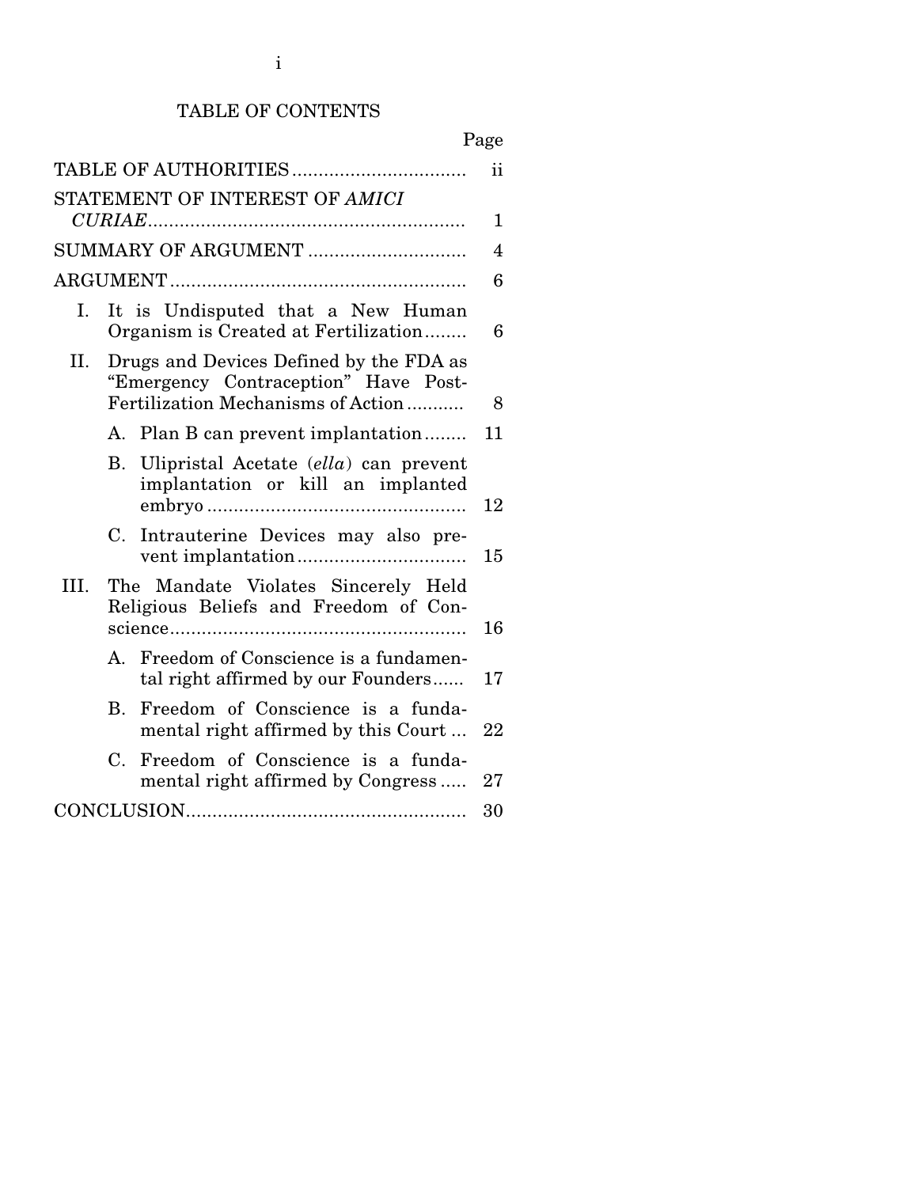# TABLE OF CONTENTS

| | Page |
|---|---|
| TABLE OF AUTHORITIES | ii |
| STATEMENT OF INTEREST OF *AMICI CURIAE* | 1 |
| SUMMARY OF ARGUMENT | 4 |
| ARGUMENT | 6 |
| I. It is Undisputed that a New Human Organism is Created at Fertilization | 6 |
| II. Drugs and Devices Defined by the FDA as "Emergency Contraception" Have Post-Fertilization Mechanisms of Action | 8 |
| A. Plan B can prevent implantation | 11 |
| B. Ulipristal Acetate (*ella*) can prevent implantation or kill an implanted embryo | 12 |
| C. Intrauterine Devices may also prevent implantation | 15 |
| III. The Mandate Violates Sincerely Held Religious Beliefs and Freedom of Conscience | 16 |
| A. Freedom of Conscience is a fundamental right affirmed by our Founders | 17 |
| B. Freedom of Conscience is a fundamental right affirmed by this Court | 22 |
| C. Freedom of Conscience is a fundamental right affirmed by Congress | 27 |
| CONCLUSION | 30 |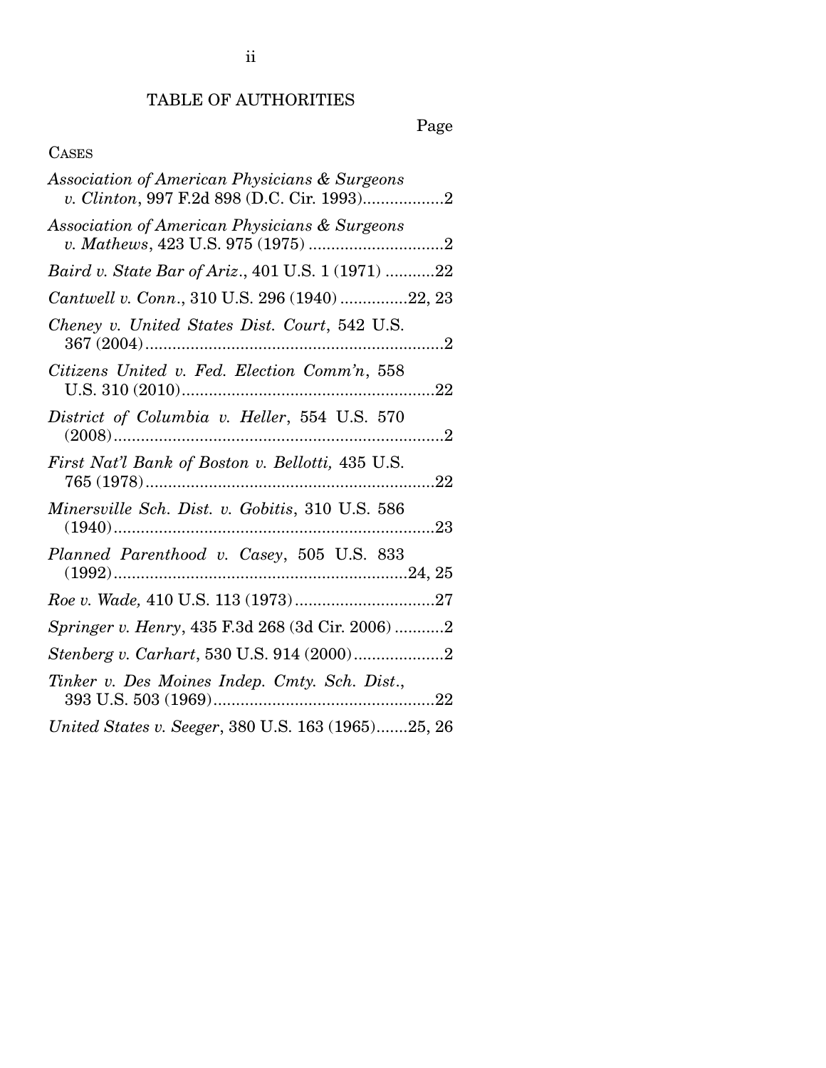# TABLE OF AUTHORITIES

Page

CASES

*Association of American Physicians & Surgeons v. Clinton*, 997 F.2d 898 (D.C. Cir. 1993)..................2

*Association of American Physicians & Surgeons v. Mathews*, 423 U.S. 975 (1975) ..............................2

*Baird v. State Bar of Ariz.*, 401 U.S. 1 (1971) ...........22

*Cantwell v. Conn.*, 310 U.S. 296 (1940) ...............22, 23

*Cheney v. United States Dist. Court*, 542 U.S. 367 (2004)..................................................................2

*Citizens United v. Fed. Election Comm'n*, 558 U.S. 310 (2010)........................................................22

*District of Columbia v. Heller*, 554 U.S. 570 (2008).........................................................................2

*First Nat'l Bank of Boston v. Bellotti,* 435 U.S. 765 (1978)................................................................22

*Minersville Sch. Dist. v. Gobitis*, 310 U.S. 586 (1940).......................................................................23

*Planned Parenthood v. Casey*, 505 U.S. 833 (1992)................................................................24, 25

*Roe v. Wade,* 410 U.S. 113 (1973)...............................27

*Springer v. Henry*, 435 F.3d 268 (3d Cir. 2006) ...........2

*Stenberg v. Carhart*, 530 U.S. 914 (2000)....................2

*Tinker v. Des Moines Indep. Cmty. Sch. Dist.*, 393 U.S. 503 (1969).................................................22

*United States v. Seeger*, 380 U.S. 163 (1965).......25, 26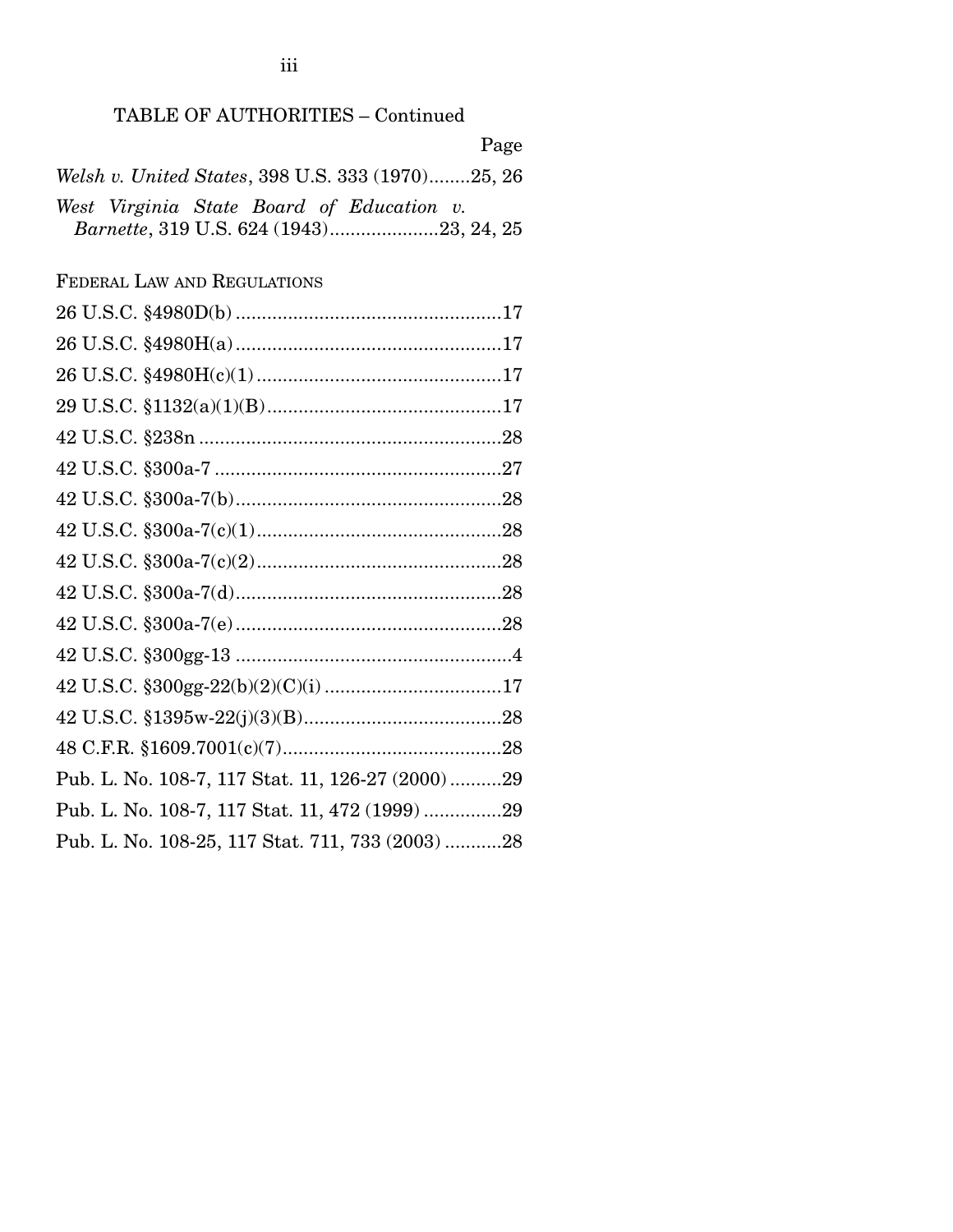## TABLE OF AUTHORITIES – Continued

Page

*Welsh v. United States*, 398 U.S. 333 (1970)........25, 26

*West Virginia State Board of Education v. Barnette*, 319 U.S. 624 (1943)....................23, 24, 25

FEDERAL LAW AND REGULATIONS

26 U.S.C. §4980D(b) ..................................................17

26 U.S.C. §4980H(a) ..................................................17

26 U.S.C. §4980H(c)(1) ..............................................17

29 U.S.C. §1132(a)(1)(B) ............................................17

42 U.S.C. §238n .........................................................28

42 U.S.C. §300a-7 ......................................................27

42 U.S.C. §300a-7(b) ..................................................28

42 U.S.C. §300a-7(c)(1) ..............................................28

42 U.S.C. §300a-7(c)(2) ..............................................28

42 U.S.C. §300a-7(d) ..................................................28

42 U.S.C. §300a-7(e) ..................................................28

42 U.S.C. §300gg-13 ....................................................4

42 U.S.C. §300gg-22(b)(2)(C)(i) .................................17

42 U.S.C. §1395w-22(j)(3)(B).....................................28

48 C.F.R. §1609.7001(c)(7).........................................28

Pub. L. No. 108-7, 117 Stat. 11, 126-27 (2000) ..........29

Pub. L. No. 108-7, 117 Stat. 11, 472 (1999) ...............29

Pub. L. No. 108-25, 117 Stat. 711, 733 (2003) ...........28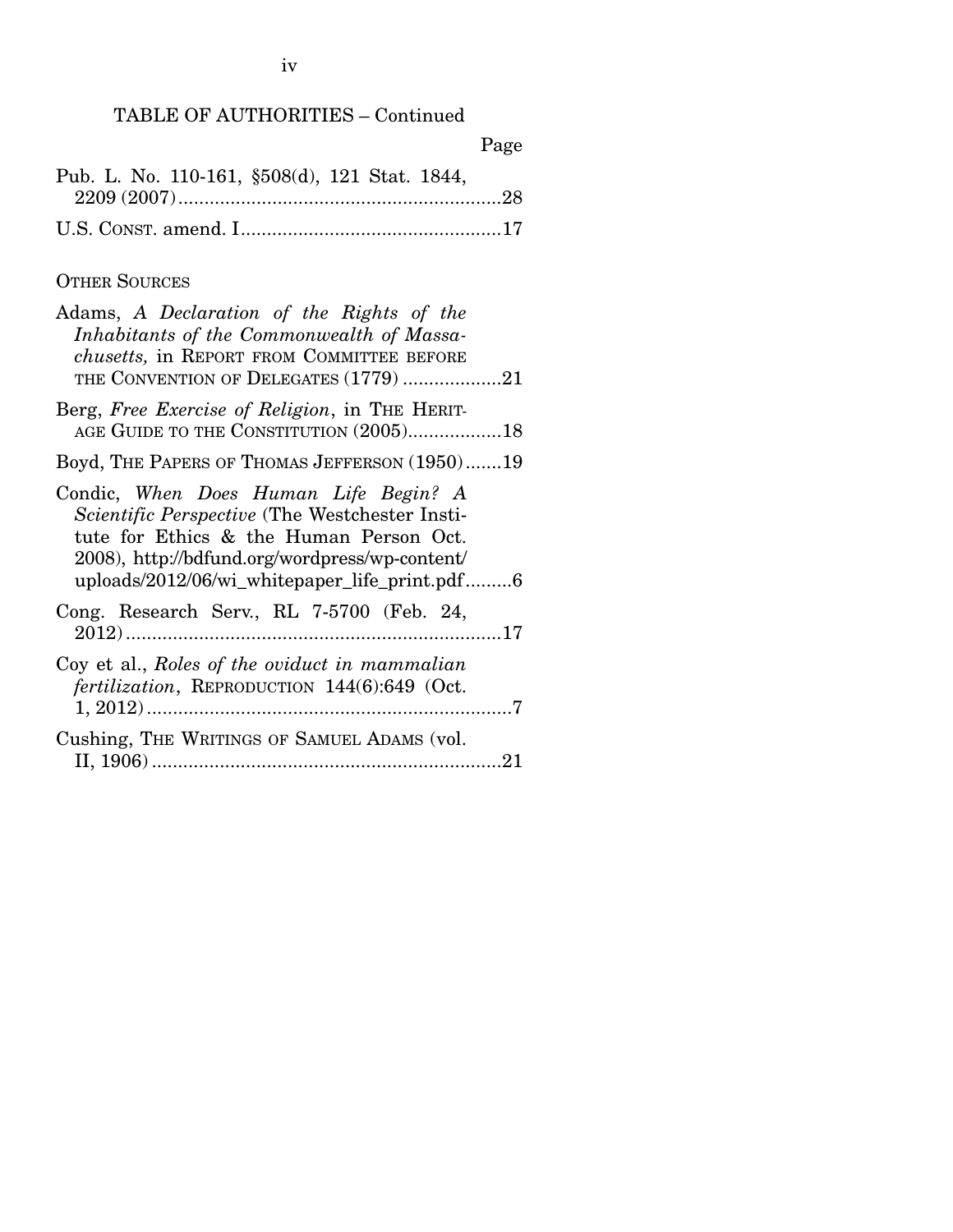TABLE OF AUTHORITIES – Continued

Page

Pub. L. No. 110-161, §508(d), 121 Stat. 1844, 2209 (2007) .......... 28

U.S. CONST. amend. I .......... 17

OTHER SOURCES

Adams, *A Declaration of the Rights of the Inhabitants of the Commonwealth of Massachusetts,* in REPORT FROM COMMITTEE BEFORE THE CONVENTION OF DELEGATES (1779) .......... 21

Berg, *Free Exercise of Religion*, in THE HERITAGE GUIDE TO THE CONSTITUTION (2005) .......... 18

Boyd, THE PAPERS OF THOMAS JEFFERSON (1950) .......... 19

Condic, *When Does Human Life Begin? A Scientific Perspective* (The Westchester Institute for Ethics & the Human Person Oct. 2008), http://bdfund.org/wordpress/wp-content/uploads/2012/06/wi_whitepaper_life_print.pdf .......... 6

Cong. Research Serv., RL 7-5700 (Feb. 24, 2012) .......... 17

Coy et al., *Roles of the oviduct in mammalian fertilization*, REPRODUCTION 144(6):649 (Oct. 1, 2012) .......... 7

Cushing, THE WRITINGS OF SAMUEL ADAMS (vol. II, 1906) .......... 21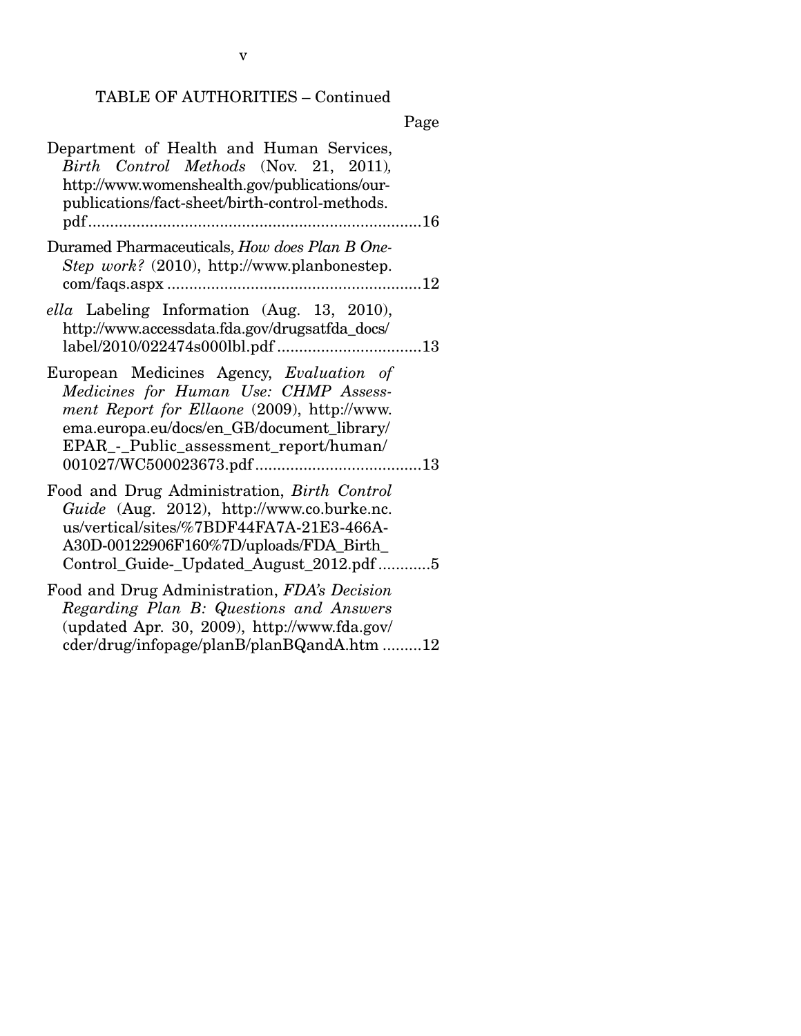TABLE OF AUTHORITIES – Continued

Page

Department of Health and Human Services, *Birth Control Methods* (Nov. 21, 2011), http://www.womenshealth.gov/publications/our-publications/fact-sheet/birth-control-methods.pdf ............................................................................16

Duramed Pharmaceuticals, *How does Plan B One-Step work?* (2010), http://www.planbonestep.com/faqs.aspx ..........................................................12

*ella* Labeling Information (Aug. 13, 2010), http://www.accessdata.fda.gov/drugsatfda_docs/label/2010/022474s000lbl.pdf .................................13

European Medicines Agency, *Evaluation of Medicines for Human Use: CHMP Assessment Report for Ellaone* (2009), http://www.ema.europa.eu/docs/en_GB/document_library/EPAR_-_Public_assessment_report/human/001027/WC500023673.pdf ......................................13

Food and Drug Administration, *Birth Control Guide* (Aug. 2012), http://www.co.burke.nc.us/vertical/sites/%7BDF44FA7A-21E3-466A-A30D-00122906F160%7D/uploads/FDA_Birth_Control_Guide-_Updated_August_2012.pdf ............5

Food and Drug Administration, *FDA's Decision Regarding Plan B: Questions and Answers* (updated Apr. 30, 2009), http://www.fda.gov/cder/drug/infopage/planB/planBQandA.htm .........12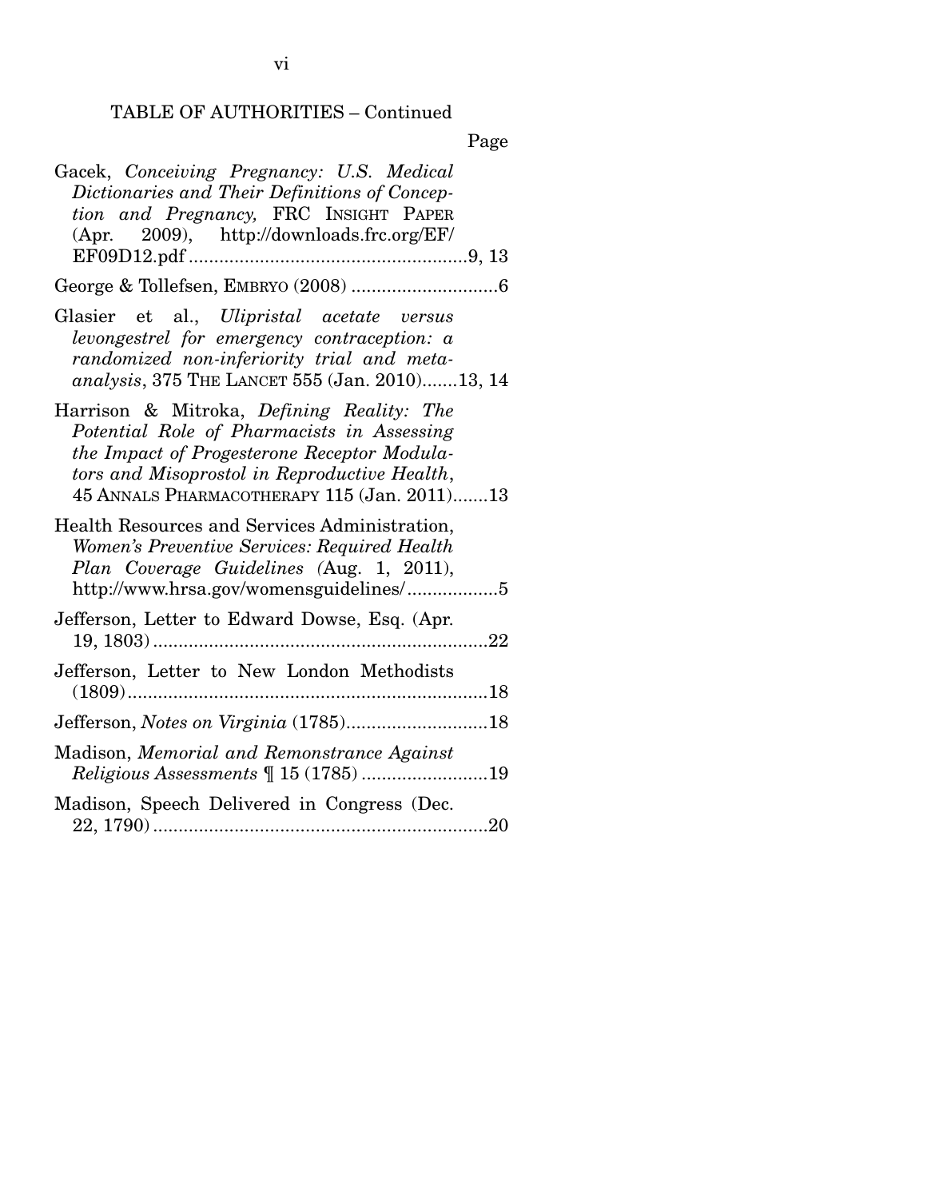TABLE OF AUTHORITIES – Continued

Page

Gacek, *Conceiving Pregnancy: U.S. Medical Dictionaries and Their Definitions of Conception and Pregnancy,* FRC INSIGHT PAPER (Apr. 2009), http://downloads.frc.org/EF/EF09D12.pdf .......................................................9, 13

George & Tollefsen, EMBRYO (2008) .............................6

Glasier et al., *Ulipristal acetate versus levongestrel for emergency contraception: a randomized non-inferiority trial and meta-analysis*, 375 THE LANCET 555 (Jan. 2010).......13, 14

Harrison & Mitroka, *Defining Reality: The Potential Role of Pharmacists in Assessing the Impact of Progesterone Receptor Modulators and Misoprostol in Reproductive Health*, 45 ANNALS PHARMACOTHERAPY 115 (Jan. 2011).......13

Health Resources and Services Administration, *Women's Preventive Services: Required Health Plan Coverage Guidelines (*Aug. 1, 2011), http://www.hrsa.gov/womensguidelines/..................5

Jefferson, Letter to Edward Dowse, Esq. (Apr. 19, 1803)..................................................................22

Jefferson, Letter to New London Methodists (1809).......................................................................18

Jefferson, *Notes on Virginia* (1785)............................18

Madison, *Memorial and Remonstrance Against Religious Assessments* ¶ 15 (1785) .........................19

Madison, Speech Delivered in Congress (Dec. 22, 1790)..................................................................20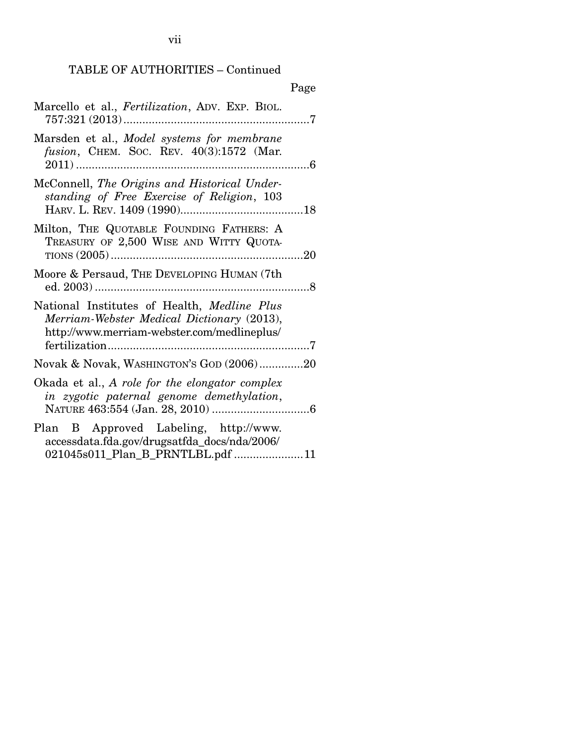TABLE OF AUTHORITIES – Continued

Page

Marcello et al., *Fertilization*, ADV. EXP. BIOL. 757:321 (2013)....7

Marsden et al., *Model systems for membrane fusion*, CHEM. SOC. REV. 40(3):1572 (Mar. 2011)....6

McConnell, *The Origins and Historical Understanding of Free Exercise of Religion*, 103 HARV. L. REV. 1409 (1990)....18

Milton, THE QUOTABLE FOUNDING FATHERS: A TREASURY OF 2,500 WISE AND WITTY QUOTATIONS (2005)....20

Moore & Persaud, THE DEVELOPING HUMAN (7th ed. 2003)....8

National Institutes of Health, *Medline Plus Merriam-Webster Medical Dictionary* (2013), http://www.merriam-webster.com/medlineplus/fertilization....7

Novak & Novak, WASHINGTON'S GOD (2006)....20

Okada et al., *A role for the elongator complex in zygotic paternal genome demethylation*, NATURE 463:554 (Jan. 28, 2010)....6

Plan B Approved Labeling, http://www.accessdata.fda.gov/drugsatfda_docs/nda/2006/021045s011_Plan_B_PRNTLBL.pdf....11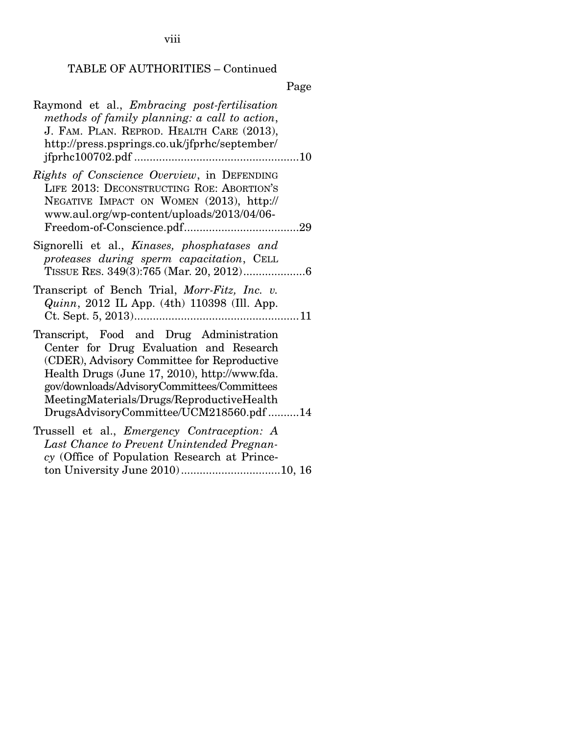TABLE OF AUTHORITIES – Continued

Page

Raymond et al., *Embracing post-fertilisation methods of family planning: a call to action*, J. FAM. PLAN. REPROD. HEALTH CARE (2013), http://press.psprings.co.uk/jfprhc/september/jfprhc100702.pdf ....................................................10

*Rights of Conscience Overview*, in DEFENDING LIFE 2013: DECONSTRUCTING ROE: ABORTION'S NEGATIVE IMPACT ON WOMEN (2013), http://www.aul.org/wp-content/uploads/2013/04/06-Freedom-of-Conscience.pdf.....................................29

Signorelli et al., *Kinases, phosphatases and proteases during sperm capacitation*, CELL TISSUE RES. 349(3):765 (Mar. 20, 2012)....................6

Transcript of Bench Trial, *Morr-Fitz, Inc. v. Quinn*, 2012 IL App. (4th) 110398 (Ill. App. Ct. Sept. 5, 2013)....................................................11

Transcript, Food and Drug Administration Center for Drug Evaluation and Research (CDER), Advisory Committee for Reproductive Health Drugs (June 17, 2010), http://www.fda.gov/downloads/AdvisoryCommittees/CommitteesMeetingMaterials/Drugs/ReproductiveHealthDrugsAdvisoryCommittee/UCM218560.pdf ..........14

Trussell et al., *Emergency Contraception: A Last Chance to Prevent Unintended Pregnancy* (Office of Population Research at Princeton University June 2010)................................10, 16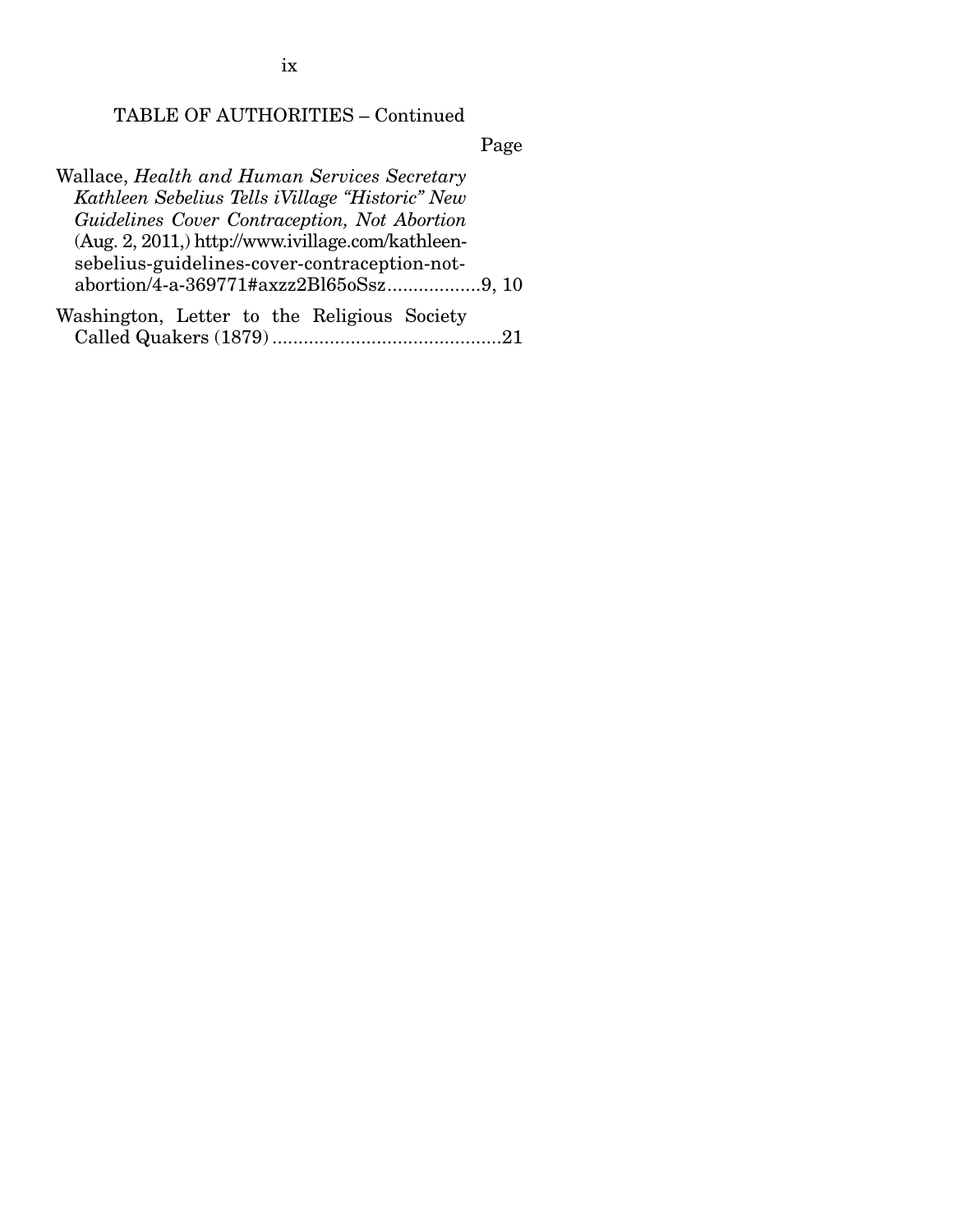TABLE OF AUTHORITIES – Continued

Page

Wallace, *Health and Human Services Secretary Kathleen Sebelius Tells iVillage "Historic" New Guidelines Cover Contraception, Not Abortion* (Aug. 2, 2011,) http://www.ivillage.com/kathleen-sebelius-guidelines-cover-contraception-not-abortion/4-a-369771#axzz2Bl65oSsz..................9, 10

Washington, Letter to the Religious Society Called Quakers (1879)............................................21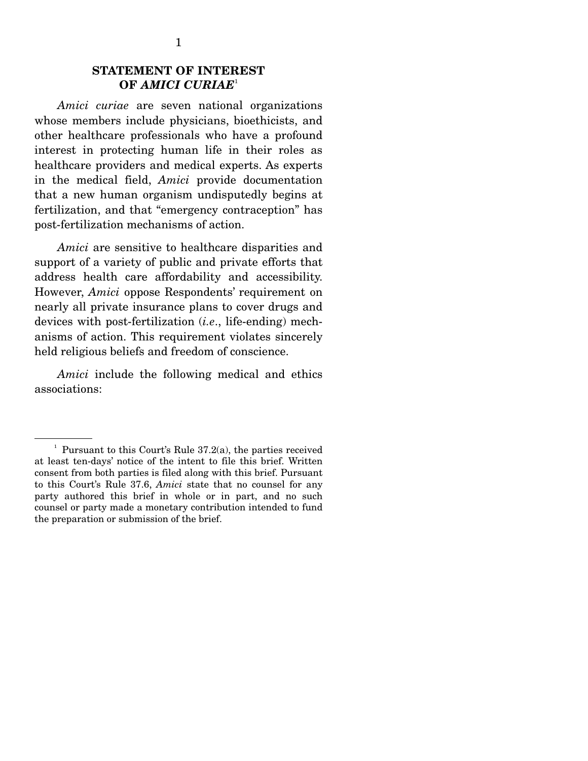## STATEMENT OF INTEREST OF *AMICI CURIAE*[1]

*Amici curiae* are seven national organizations whose members include physicians, bioethicists, and other healthcare professionals who have a profound interest in protecting human life in their roles as healthcare providers and medical experts. As experts in the medical field, *Amici* provide documentation that a new human organism undisputedly begins at fertilization, and that "emergency contraception" has post-fertilization mechanisms of action.

*Amici* are sensitive to healthcare disparities and support of a variety of public and private efforts that address health care affordability and accessibility. However, *Amici* oppose Respondents' requirement on nearly all private insurance plans to cover drugs and devices with post-fertilization (*i.e.*, life-ending) mechanisms of action. This requirement violates sincerely held religious beliefs and freedom of conscience.

*Amici* include the following medical and ethics associations:

---

[1] Pursuant to this Court's Rule 37.2(a), the parties received at least ten-days' notice of the intent to file this brief. Written consent from both parties is filed along with this brief. Pursuant to this Court's Rule 37.6, *Amici* state that no counsel for any party authored this brief in whole or in part, and no such counsel or party made a monetary contribution intended to fund the preparation or submission of the brief.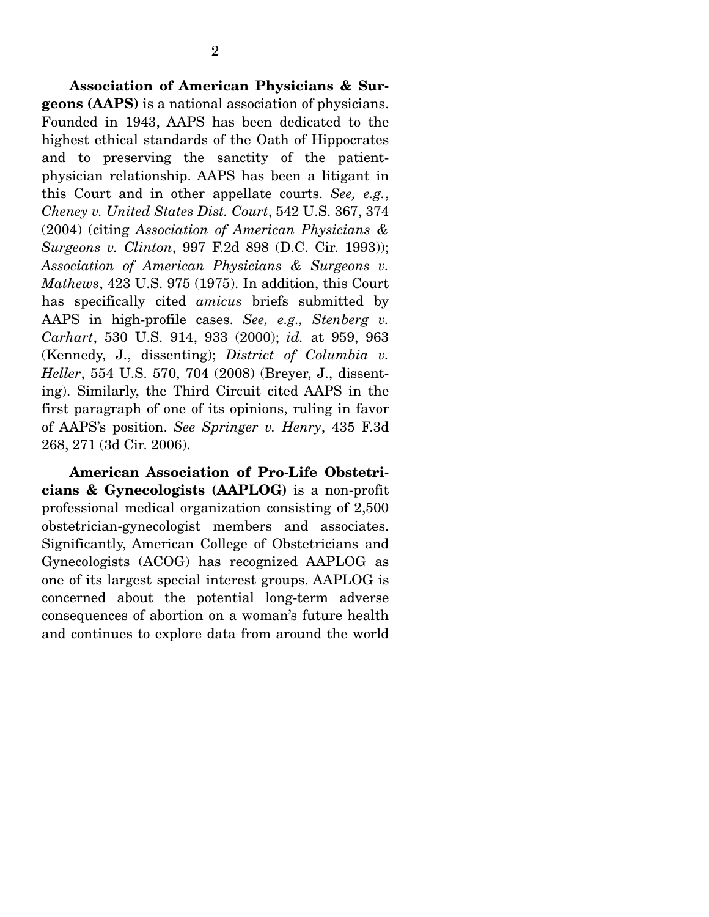**Association of American Physicians & Surgeons (AAPS)** is a national association of physicians. Founded in 1943, AAPS has been dedicated to the highest ethical standards of the Oath of Hippocrates and to preserving the sanctity of the patient-physician relationship. AAPS has been a litigant in this Court and in other appellate courts. *See, e.g.*, *Cheney v. United States Dist. Court*, 542 U.S. 367, 374 (2004) (citing *Association of American Physicians & Surgeons v. Clinton*, 997 F.2d 898 (D.C. Cir. 1993)); *Association of American Physicians & Surgeons v. Mathews*, 423 U.S. 975 (1975). In addition, this Court has specifically cited *amicus* briefs submitted by AAPS in high-profile cases. *See, e.g., Stenberg v. Carhart*, 530 U.S. 914, 933 (2000); *id.* at 959, 963 (Kennedy, J., dissenting); *District of Columbia v. Heller*, 554 U.S. 570, 704 (2008) (Breyer, J., dissenting). Similarly, the Third Circuit cited AAPS in the first paragraph of one of its opinions, ruling in favor of AAPS's position. *See Springer v. Henry*, 435 F.3d 268, 271 (3d Cir. 2006).

**American Association of Pro-Life Obstetricians & Gynecologists (AAPLOG)** is a non-profit professional medical organization consisting of 2,500 obstetrician-gynecologist members and associates. Significantly, American College of Obstetricians and Gynecologists (ACOG) has recognized AAPLOG as one of its largest special interest groups. AAPLOG is concerned about the potential long-term adverse consequences of abortion on a woman's future health and continues to explore data from around the world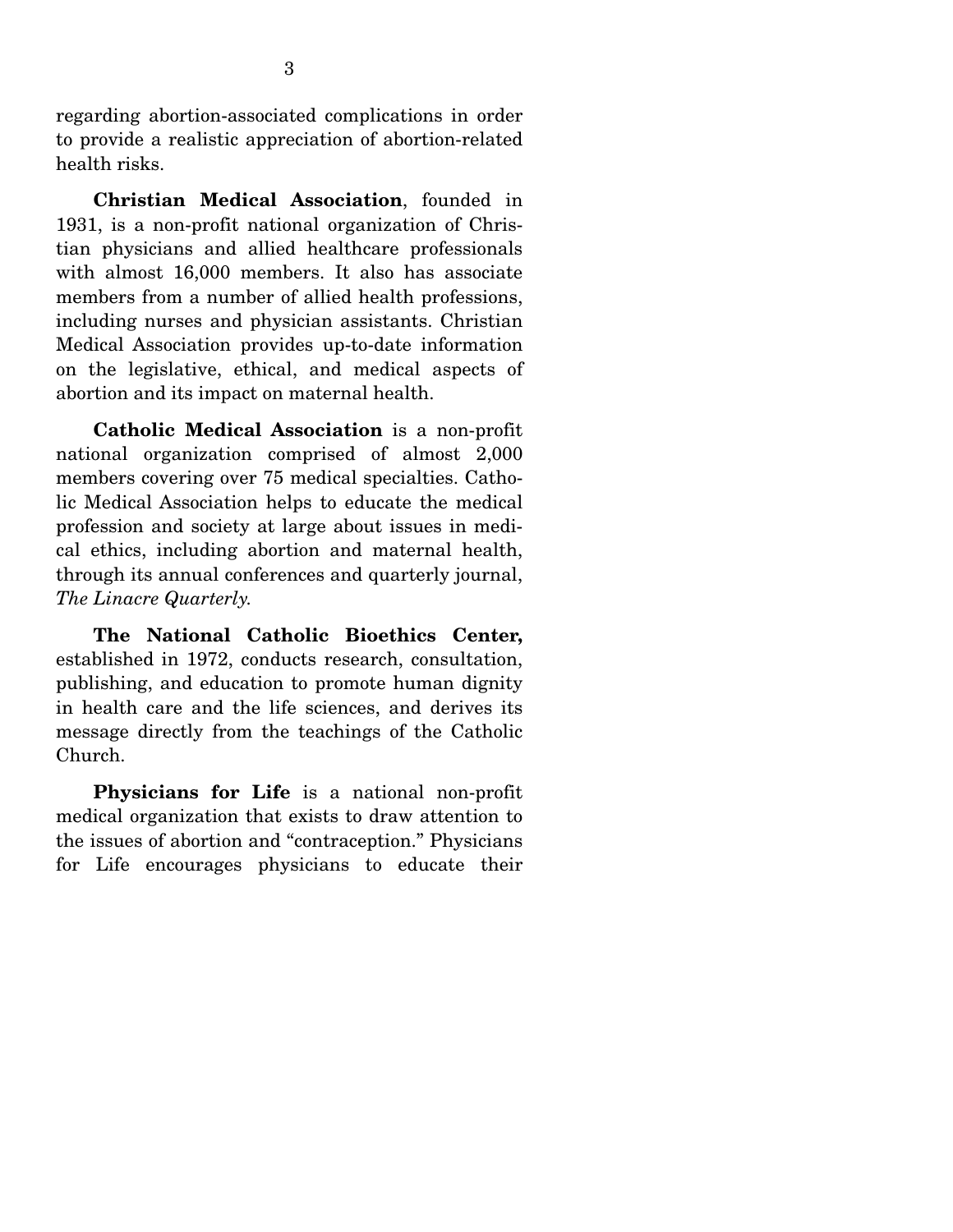regarding abortion-associated complications in order to provide a realistic appreciation of abortion-related health risks.

**Christian Medical Association**, founded in 1931, is a non-profit national organization of Christian physicians and allied healthcare professionals with almost 16,000 members. It also has associate members from a number of allied health professions, including nurses and physician assistants. Christian Medical Association provides up-to-date information on the legislative, ethical, and medical aspects of abortion and its impact on maternal health.

**Catholic Medical Association** is a non-profit national organization comprised of almost 2,000 members covering over 75 medical specialties. Catholic Medical Association helps to educate the medical profession and society at large about issues in medical ethics, including abortion and maternal health, through its annual conferences and quarterly journal, *The Linacre Quarterly.*

**The National Catholic Bioethics Center,** established in 1972, conducts research, consultation, publishing, and education to promote human dignity in health care and the life sciences, and derives its message directly from the teachings of the Catholic Church.

**Physicians for Life** is a national non-profit medical organization that exists to draw attention to the issues of abortion and "contraception." Physicians for Life encourages physicians to educate their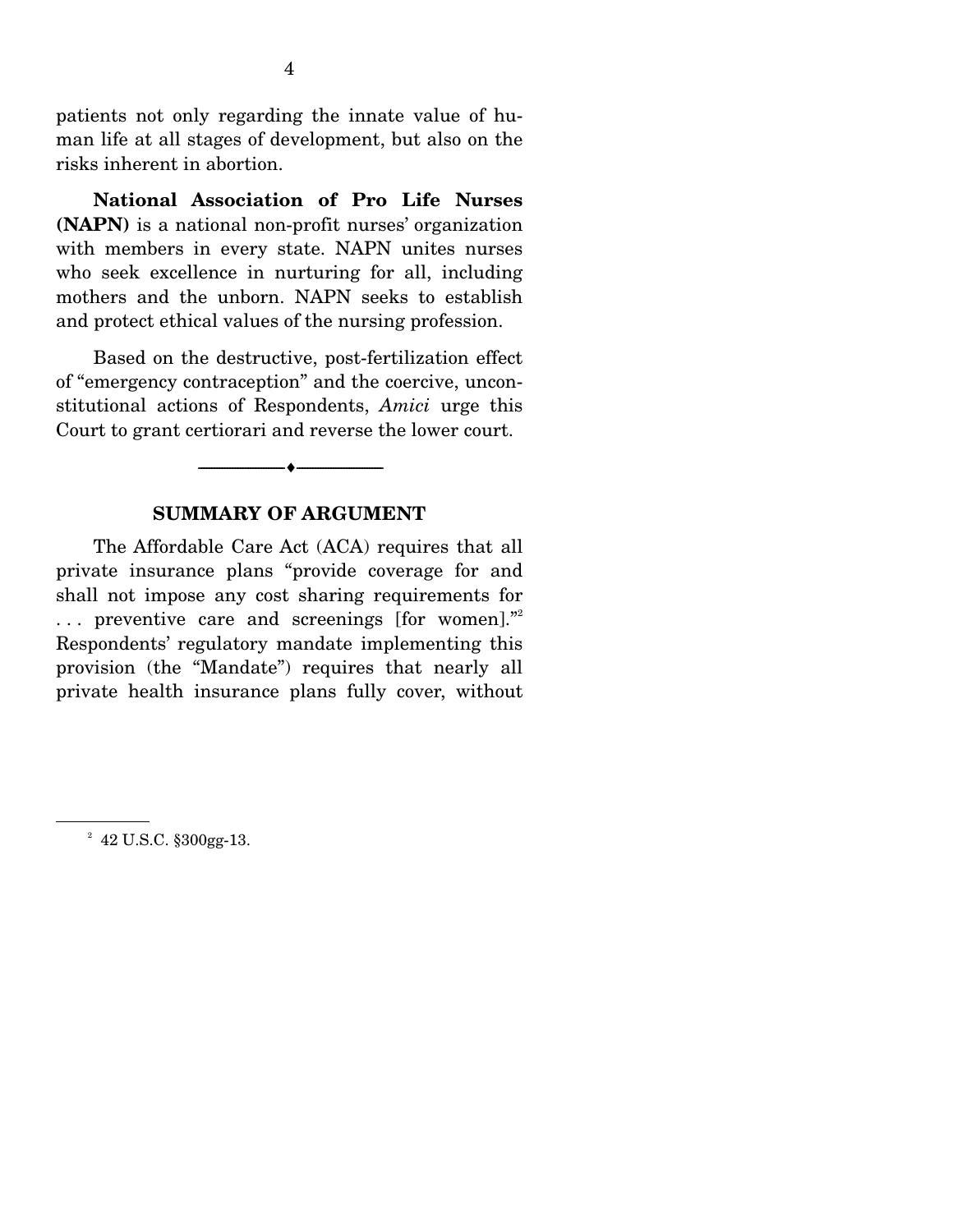patients not only regarding the innate value of human life at all stages of development, but also on the risks inherent in abortion.

**National Association of Pro Life Nurses (NAPN)** is a national non-profit nurses' organization with members in every state. NAPN unites nurses who seek excellence in nurturing for all, including mothers and the unborn. NAPN seeks to establish and protect ethical values of the nursing profession.

Based on the destructive, post-fertilization effect of "emergency contraception" and the coercive, unconstitutional actions of Respondents, *Amici* urge this Court to grant certiorari and reverse the lower court.

---

## SUMMARY OF ARGUMENT

The Affordable Care Act (ACA) requires that all private insurance plans "provide coverage for and shall not impose any cost sharing requirements for . . . preventive care and screenings [for women]."[2] Respondents' regulatory mandate implementing this provision (the "Mandate") requires that nearly all private health insurance plans fully cover, without

---

[2] 42 U.S.C. §300gg-13.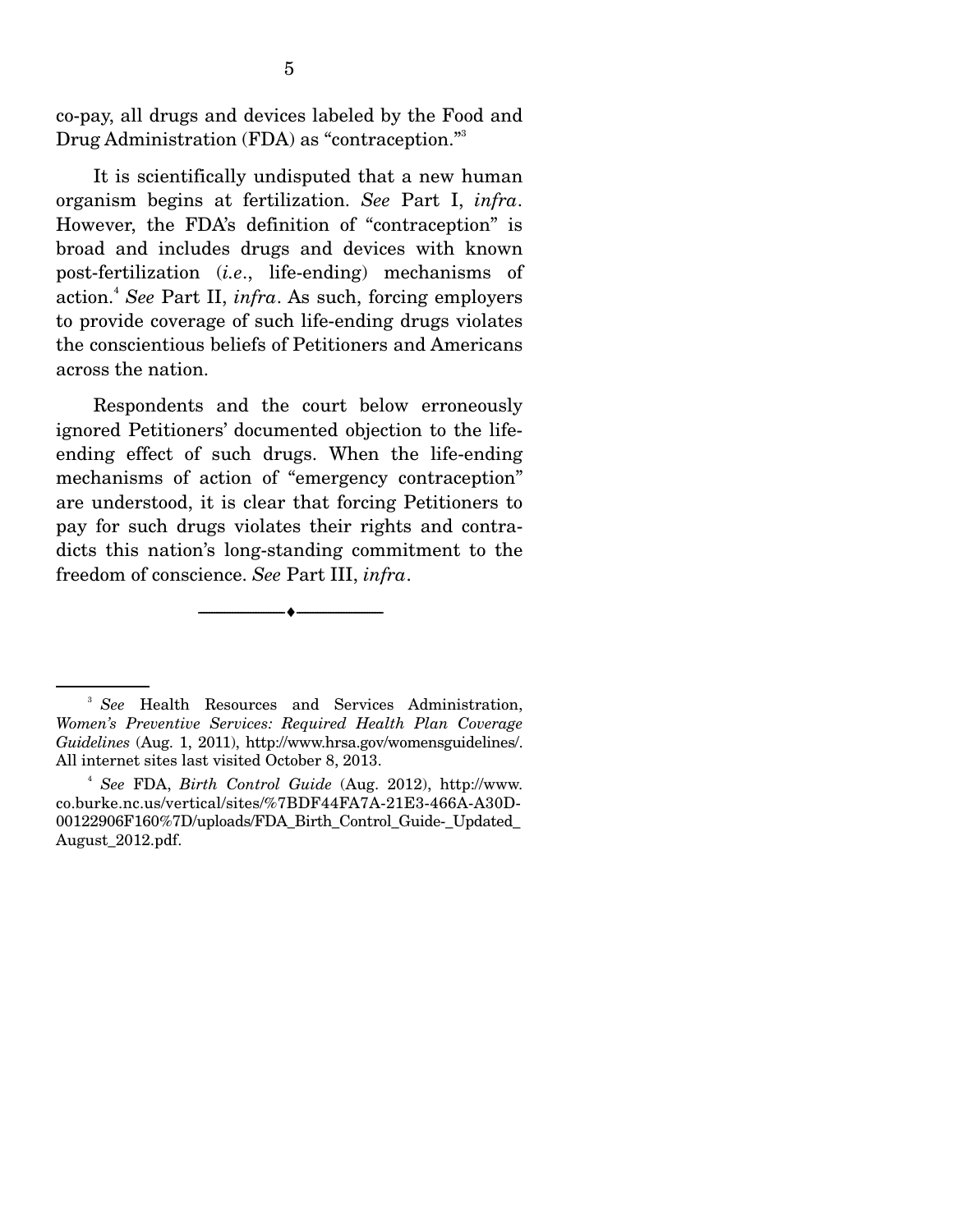co-pay, all drugs and devices labeled by the Food and Drug Administration (FDA) as "contraception."[3]

It is scientifically undisputed that a new human organism begins at fertilization. *See* Part I, *infra*. However, the FDA's definition of "contraception" is broad and includes drugs and devices with known post-fertilization (*i.e.*, life-ending) mechanisms of action.[4] *See* Part II, *infra*. As such, forcing employers to provide coverage of such life-ending drugs violates the conscientious beliefs of Petitioners and Americans across the nation.

Respondents and the court below erroneously ignored Petitioners' documented objection to the life-ending effect of such drugs. When the life-ending mechanisms of action of "emergency contraception" are understood, it is clear that forcing Petitioners to pay for such drugs violates their rights and contradicts this nation's long-standing commitment to the freedom of conscience. *See* Part III, *infra*.

---

[3] *See* Health Resources and Services Administration, *Women's Preventive Services: Required Health Plan Coverage Guidelines* (Aug. 1, 2011), http://www.hrsa.gov/womensguidelines/. All internet sites last visited October 8, 2013.

[4] *See* FDA, *Birth Control Guide* (Aug. 2012), http://www.co.burke.nc.us/vertical/sites/%7BDF44FA7A-21E3-466A-A30D-00122906F160%7D/uploads/FDA_Birth_Control_Guide-_Updated_August_2012.pdf.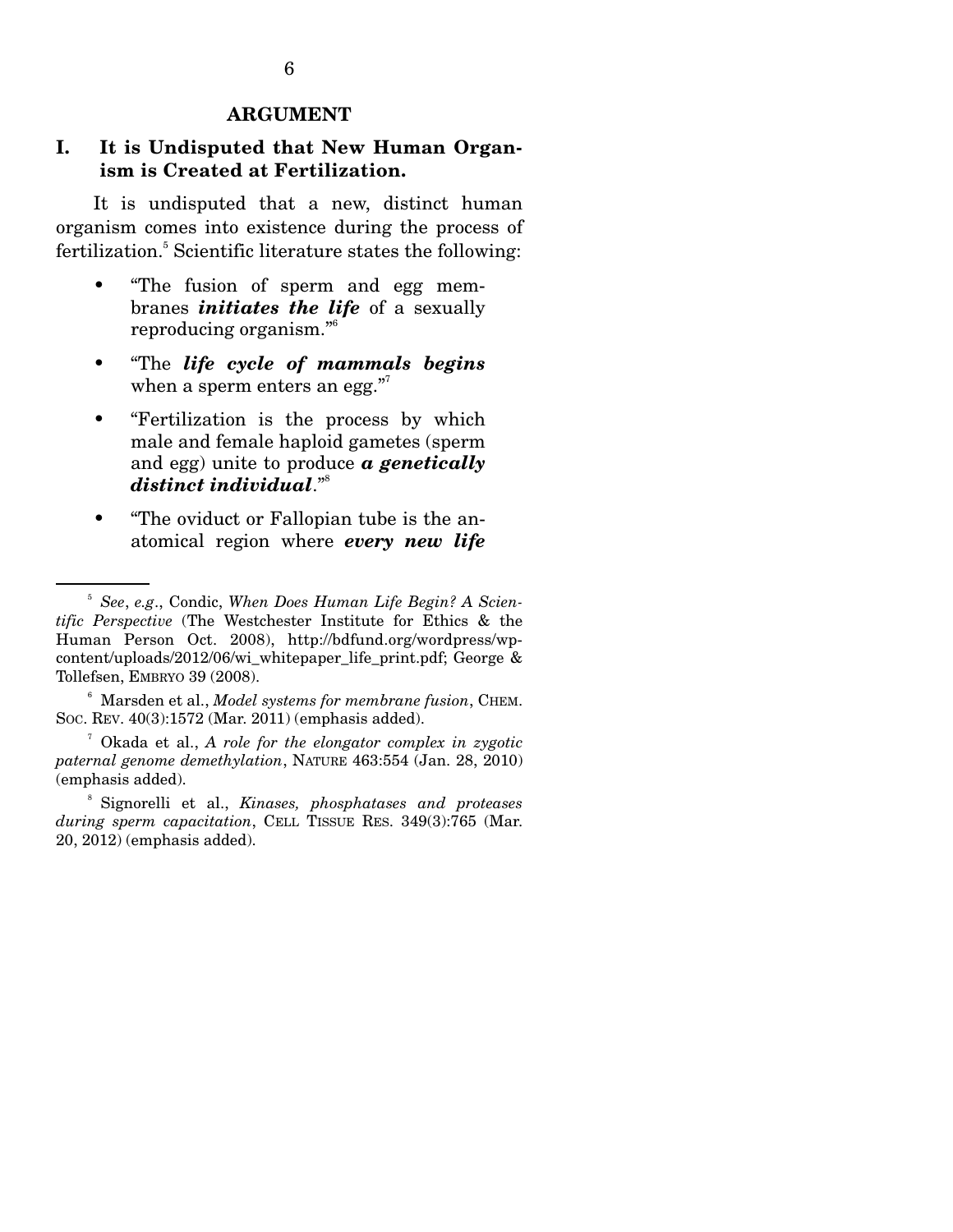## ARGUMENT

### I. It is Undisputed that New Human Organism is Created at Fertilization.

It is undisputed that a new, distinct human organism comes into existence during the process of fertilization.[5] Scientific literature states the following:

- "The fusion of sperm and egg membranes ***initiates the life*** of a sexually reproducing organism."[6]
- "The ***life cycle of mammals begins*** when a sperm enters an egg."[7]
- "Fertilization is the process by which male and female haploid gametes (sperm and egg) unite to produce ***a genetically distinct individual***."[8]
- "The oviduct or Fallopian tube is the anatomical region where ***every new life***

---

[5] *See*, *e.g*., Condic, *When Does Human Life Begin? A Scientific Perspective* (The Westchester Institute for Ethics & the Human Person Oct. 2008), http://bdfund.org/wordpress/wp-content/uploads/2012/06/wi_whitepaper_life_print.pdf; George & Tollefsen, EMBRYO 39 (2008).

[6] Marsden et al., *Model systems for membrane fusion*, CHEM. SOC. REV. 40(3):1572 (Mar. 2011) (emphasis added).

[7] Okada et al., *A role for the elongator complex in zygotic paternal genome demethylation*, NATURE 463:554 (Jan. 28, 2010) (emphasis added).

[8] Signorelli et al., *Kinases, phosphatases and proteases during sperm capacitation*, CELL TISSUE RES. 349(3):765 (Mar. 20, 2012) (emphasis added).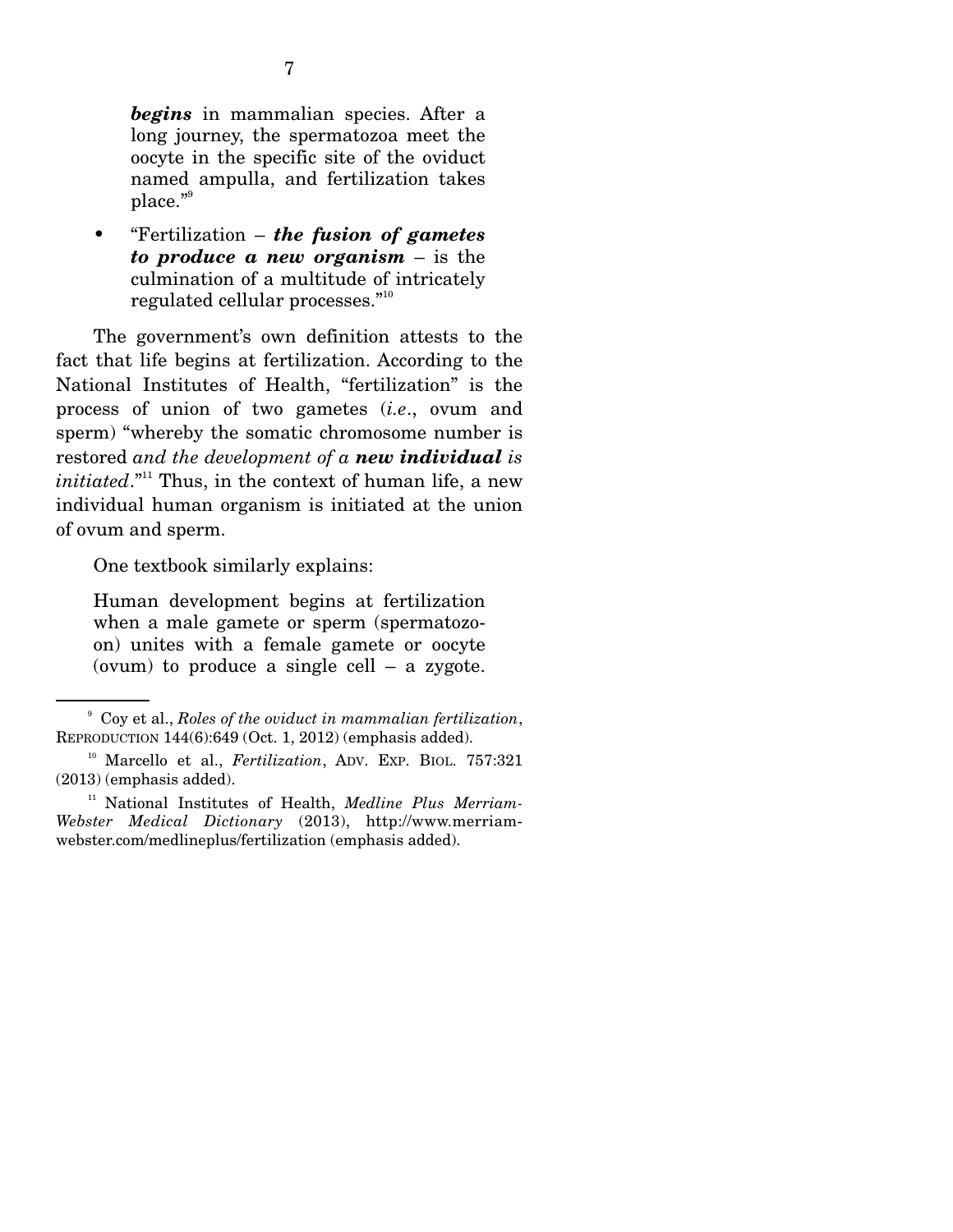***begins*** in mammalian species. After a long journey, the spermatozoa meet the oocyte in the specific site of the oviduct named ampulla, and fertilization takes place."[9]

- "Fertilization – ***the fusion of gametes to produce a new organism*** – is the culmination of a multitude of intricately regulated cellular processes."[10]

The government's own definition attests to the fact that life begins at fertilization. According to the National Institutes of Health, "fertilization" is the process of union of two gametes (*i.e.*, ovum and sperm) "whereby the somatic chromosome number is restored *and the development of a* ***new individual*** *is initiated*."[11] Thus, in the context of human life, a new individual human organism is initiated at the union of ovum and sperm.

One textbook similarly explains:

> Human development begins at fertilization when a male gamete or sperm (spermatozoon) unites with a female gamete or oocyte (ovum) to produce a single cell – a zygote.

---

[9] Coy et al., *Roles of the oviduct in mammalian fertilization*, REPRODUCTION 144(6):649 (Oct. 1, 2012) (emphasis added).

[10] Marcello et al., *Fertilization*, ADV. EXP. BIOL. 757:321 (2013) (emphasis added).

[11] National Institutes of Health, *Medline Plus Merriam-Webster Medical Dictionary* (2013), http://www.merriam-webster.com/medlineplus/fertilization (emphasis added).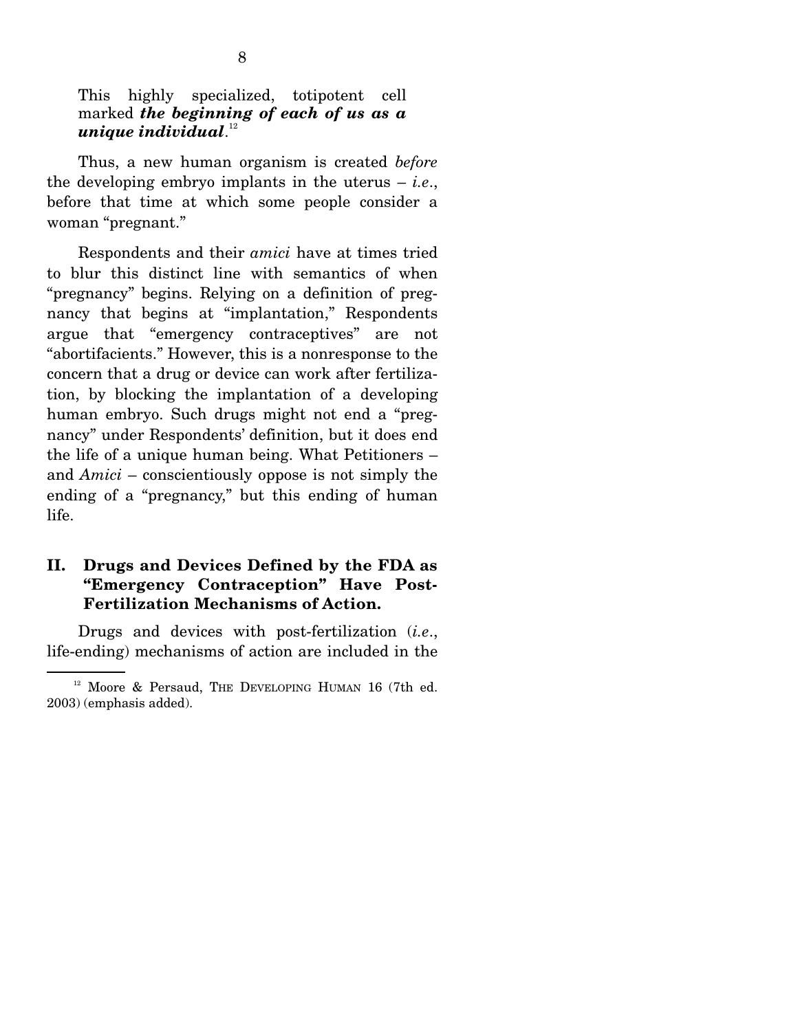> This highly specialized, totipotent cell marked ***the beginning of each of us as a unique individual***.[12]

Thus, a new human organism is created *before* the developing embryo implants in the uterus – *i.e.*, before that time at which some people consider a woman "pregnant."

Respondents and their *amici* have at times tried to blur this distinct line with semantics of when "pregnancy" begins. Relying on a definition of pregnancy that begins at "implantation," Respondents argue that "emergency contraceptives" are not "abortifacients." However, this is a nonresponse to the concern that a drug or device can work after fertilization, by blocking the implantation of a developing human embryo. Such drugs might not end a "pregnancy" under Respondents' definition, but it does end the life of a unique human being. What Petitioners – and *Amici* – conscientiously oppose is not simply the ending of a "pregnancy," but this ending of human life.

## II. Drugs and Devices Defined by the FDA as "Emergency Contraception" Have Post-Fertilization Mechanisms of Action.

Drugs and devices with post-fertilization (*i.e.*, life-ending) mechanisms of action are included in the

---

[12] Moore & Persaud, THE DEVELOPING HUMAN 16 (7th ed. 2003) (emphasis added).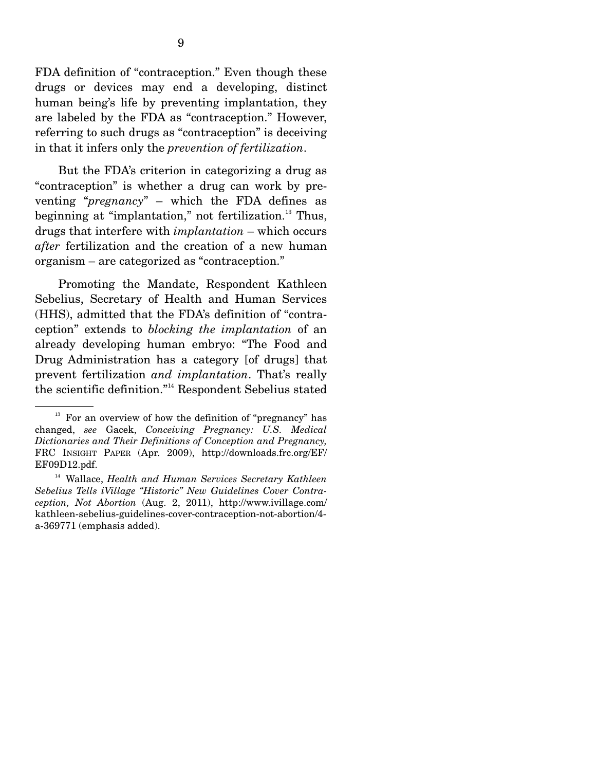FDA definition of "contraception." Even though these drugs or devices may end a developing, distinct human being's life by preventing implantation, they are labeled by the FDA as "contraception." However, referring to such drugs as "contraception" is deceiving in that it infers only the *prevention of fertilization*.

But the FDA's criterion in categorizing a drug as "contraception" is whether a drug can work by preventing "*pregnancy*" – which the FDA defines as beginning at "implantation," not fertilization.[13] Thus, drugs that interfere with *implantation* – which occurs *after* fertilization and the creation of a new human organism – are categorized as "contraception."

Promoting the Mandate, Respondent Kathleen Sebelius, Secretary of Health and Human Services (HHS), admitted that the FDA's definition of "contraception" extends to *blocking the implantation* of an already developing human embryo: "The Food and Drug Administration has a category [of drugs] that prevent fertilization *and implantation*. That's really the scientific definition."[14] Respondent Sebelius stated

---

[13] For an overview of how the definition of "pregnancy" has changed, *see* Gacek, *Conceiving Pregnancy: U.S. Medical Dictionaries and Their Definitions of Conception and Pregnancy,* FRC INSIGHT PAPER (Apr. 2009), http://downloads.frc.org/EF/EF09D12.pdf.

[14] Wallace, *Health and Human Services Secretary Kathleen Sebelius Tells iVillage "Historic" New Guidelines Cover Contraception, Not Abortion* (Aug. 2, 2011), http://www.ivillage.com/kathleen-sebelius-guidelines-cover-contraception-not-abortion/4-a-369771 (emphasis added).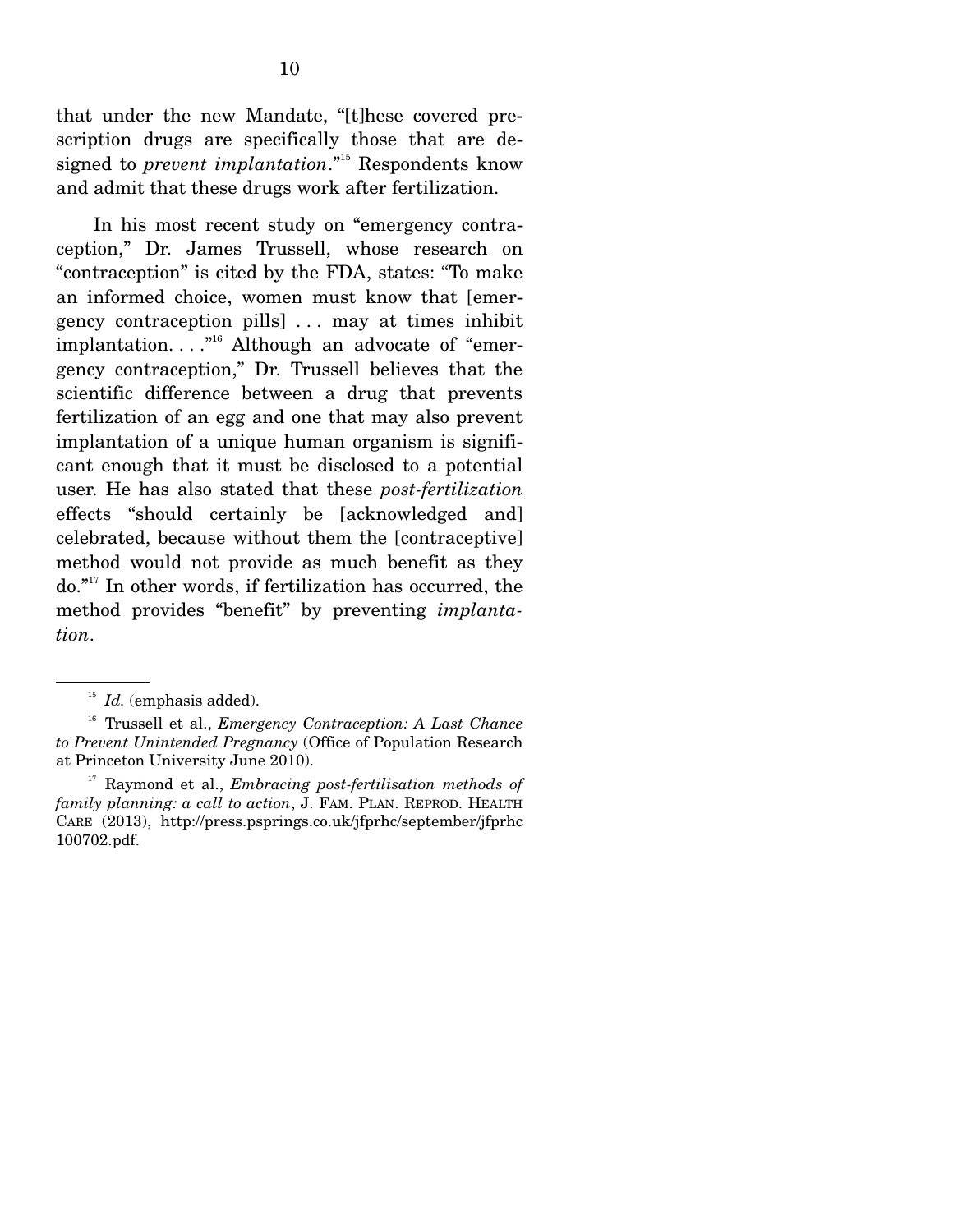that under the new Mandate, "[t]hese covered prescription drugs are specifically those that are designed to *prevent implantation*."[15] Respondents know and admit that these drugs work after fertilization.

In his most recent study on "emergency contraception," Dr. James Trussell, whose research on "contraception" is cited by the FDA, states: "To make an informed choice, women must know that [emergency contraception pills] . . . may at times inhibit implantation. . . ."[16] Although an advocate of "emergency contraception," Dr. Trussell believes that the scientific difference between a drug that prevents fertilization of an egg and one that may also prevent implantation of a unique human organism is significant enough that it must be disclosed to a potential user. He has also stated that these *post-fertilization* effects "should certainly be [acknowledged and] celebrated, because without them the [contraceptive] method would not provide as much benefit as they do."[17] In other words, if fertilization has occurred, the method provides "benefit" by preventing *implantation*.

---

[15] *Id.* (emphasis added).

[16] Trussell et al., *Emergency Contraception: A Last Chance to Prevent Unintended Pregnancy* (Office of Population Research at Princeton University June 2010).

[17] Raymond et al., *Embracing post-fertilisation methods of family planning: a call to action*, J. FAM. PLAN. REPROD. HEALTH CARE (2013), http://press.psprings.co.uk/jfprhc/september/jfprhc100702.pdf.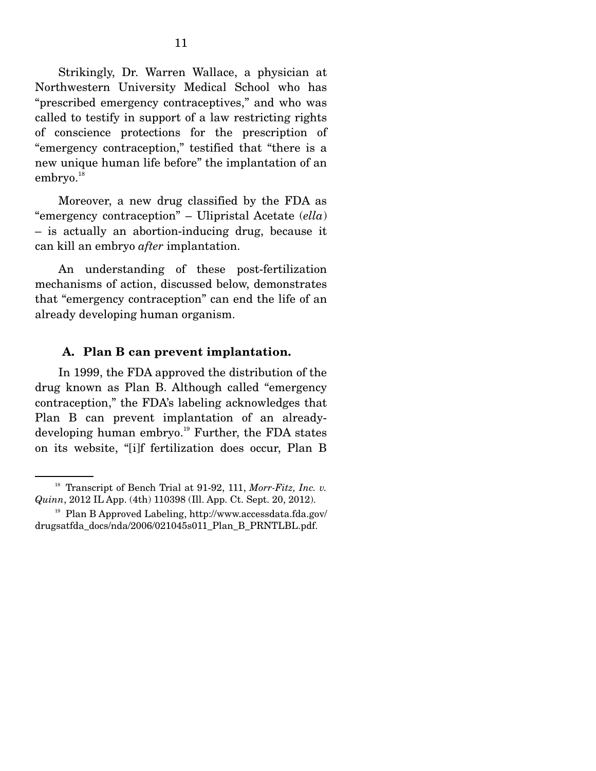Strikingly, Dr. Warren Wallace, a physician at Northwestern University Medical School who has "prescribed emergency contraceptives," and who was called to testify in support of a law restricting rights of conscience protections for the prescription of "emergency contraception," testified that "there is a new unique human life before" the implantation of an embryo.[18]

Moreover, a new drug classified by the FDA as "emergency contraception" – Ulipristal Acetate (*ella*) – is actually an abortion-inducing drug, because it can kill an embryo *after* implantation.

An understanding of these post-fertilization mechanisms of action, discussed below, demonstrates that "emergency contraception" can end the life of an already developing human organism.

### A. Plan B can prevent implantation.

In 1999, the FDA approved the distribution of the drug known as Plan B. Although called "emergency contraception," the FDA's labeling acknowledges that Plan B can prevent implantation of an already-developing human embryo.[19] Further, the FDA states on its website, "[i]f fertilization does occur, Plan B

---

[18] Transcript of Bench Trial at 91-92, 111, *Morr-Fitz, Inc. v. Quinn*, 2012 IL App. (4th) 110398 (Ill. App. Ct. Sept. 20, 2012).

[19] Plan B Approved Labeling, http://www.accessdata.fda.gov/drugsatfda_docs/nda/2006/021045s011_Plan_B_PRNTLBL.pdf.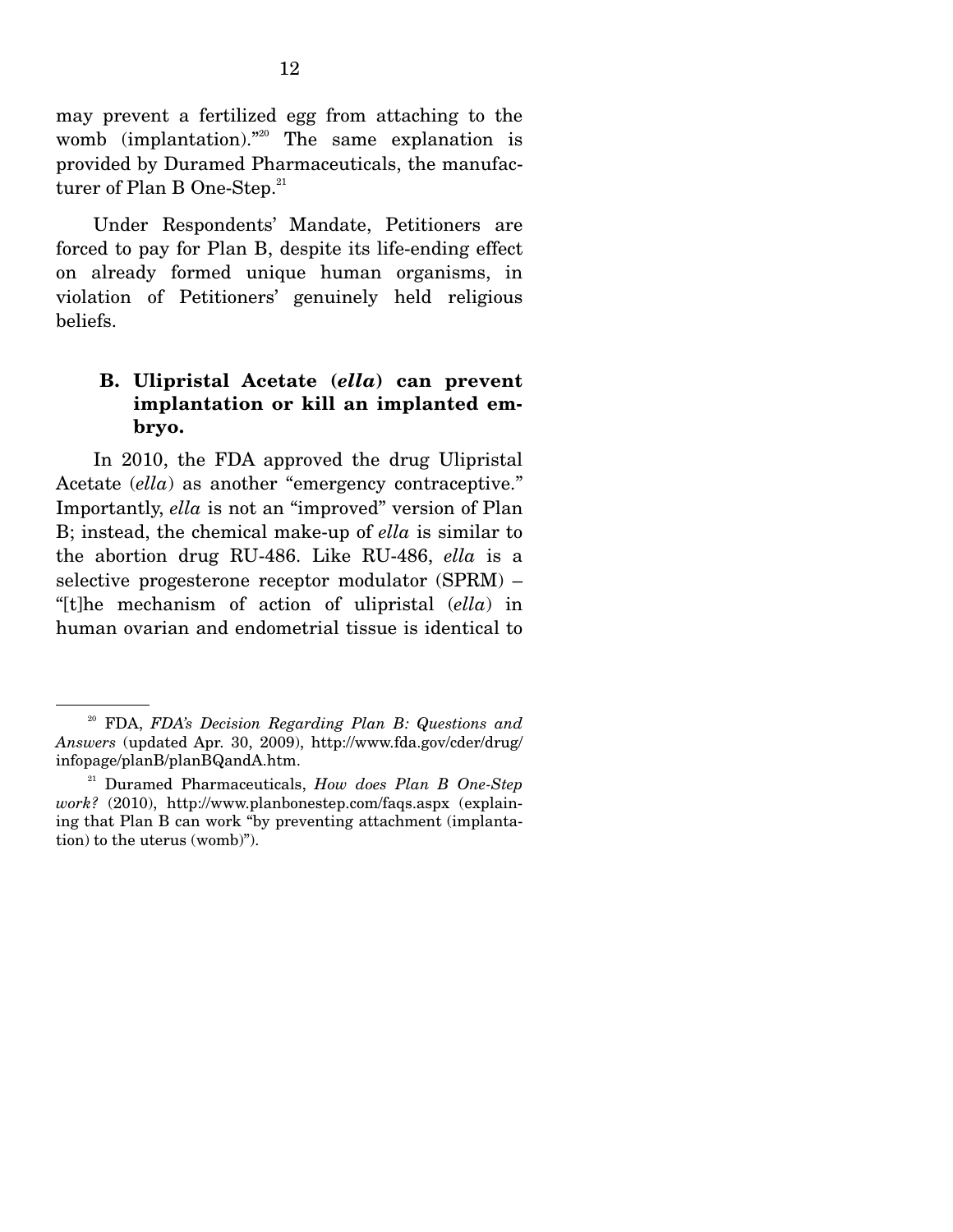may prevent a fertilized egg from attaching to the womb (implantation)."[20] The same explanation is provided by Duramed Pharmaceuticals, the manufacturer of Plan B One-Step.[21]

Under Respondents' Mandate, Petitioners are forced to pay for Plan B, despite its life-ending effect on already formed unique human organisms, in violation of Petitioners' genuinely held religious beliefs.

### B. Ulipristal Acetate (*ella*) can prevent implantation or kill an implanted embryo.

In 2010, the FDA approved the drug Ulipristal Acetate (*ella*) as another "emergency contraceptive." Importantly, *ella* is not an "improved" version of Plan B; instead, the chemical make-up of *ella* is similar to the abortion drug RU-486. Like RU-486, *ella* is a selective progesterone receptor modulator (SPRM) – "[t]he mechanism of action of ulipristal (*ella*) in human ovarian and endometrial tissue is identical to

---

[20] FDA, *FDA's Decision Regarding Plan B: Questions and Answers* (updated Apr. 30, 2009), http://www.fda.gov/cder/drug/infopage/planB/planBQandA.htm.

[21] Duramed Pharmaceuticals, *How does Plan B One-Step work?* (2010), http://www.planbonestep.com/faqs.aspx (explaining that Plan B can work "by preventing attachment (implantation) to the uterus (womb)").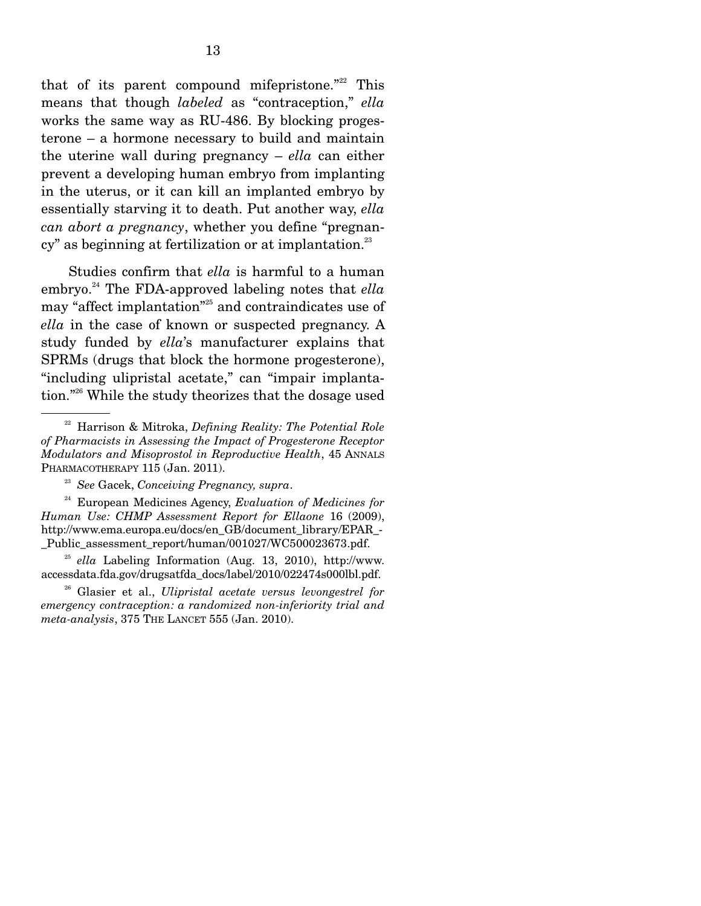that of its parent compound mifepristone."[22] This means that though *labeled* as "contraception," *ella* works the same way as RU-486. By blocking progesterone – a hormone necessary to build and maintain the uterine wall during pregnancy – *ella* can either prevent a developing human embryo from implanting in the uterus, or it can kill an implanted embryo by essentially starving it to death. Put another way, *ella can abort a pregnancy*, whether you define "pregnancy" as beginning at fertilization or at implantation.[23]

Studies confirm that *ella* is harmful to a human embryo.[24] The FDA-approved labeling notes that *ella* may "affect implantation"[25] and contraindicates use of *ella* in the case of known or suspected pregnancy. A study funded by *ella*'s manufacturer explains that SPRMs (drugs that block the hormone progesterone), "including ulipristal acetate," can "impair implantation."[26] While the study theorizes that the dosage used

---

[22] Harrison & Mitroka, *Defining Reality: The Potential Role of Pharmacists in Assessing the Impact of Progesterone Receptor Modulators and Misoprostol in Reproductive Health*, 45 ANNALS PHARMACOTHERAPY 115 (Jan. 2011).

[23] *See* Gacek, *Conceiving Pregnancy, supra*.

[24] European Medicines Agency, *Evaluation of Medicines for Human Use: CHMP Assessment Report for Ellaone* 16 (2009), http://www.ema.europa.eu/docs/en_GB/document_library/EPAR_-_Public_assessment_report/human/001027/WC500023673.pdf.

[25] *ella* Labeling Information (Aug. 13, 2010), http://www.accessdata.fda.gov/drugsatfda_docs/label/2010/022474s000lbl.pdf.

[26] Glasier et al., *Ulipristal acetate versus levongestrel for emergency contraception: a randomized non-inferiority trial and meta-analysis*, 375 THE LANCET 555 (Jan. 2010).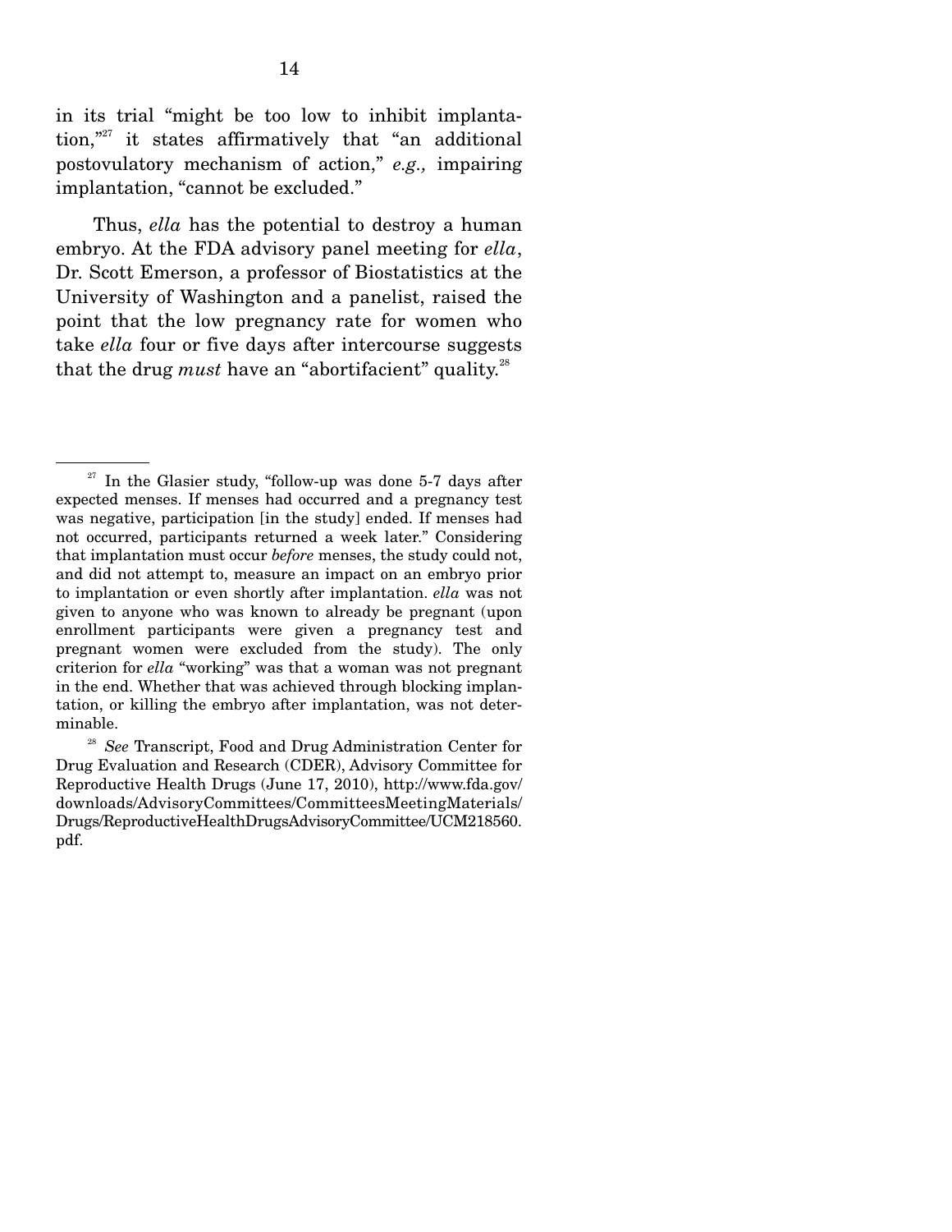in its trial "might be too low to inhibit implantation,"[27] it states affirmatively that "an additional postovulatory mechanism of action," *e.g.,* impairing implantation, "cannot be excluded."

Thus, *ella* has the potential to destroy a human embryo. At the FDA advisory panel meeting for *ella*, Dr. Scott Emerson, a professor of Biostatistics at the University of Washington and a panelist, raised the point that the low pregnancy rate for women who take *ella* four or five days after intercourse suggests that the drug *must* have an "abortifacient" quality.[28]

---

[27] In the Glasier study, "follow-up was done 5-7 days after expected menses. If menses had occurred and a pregnancy test was negative, participation [in the study] ended. If menses had not occurred, participants returned a week later." Considering that implantation must occur *before* menses, the study could not, and did not attempt to, measure an impact on an embryo prior to implantation or even shortly after implantation. *ella* was not given to anyone who was known to already be pregnant (upon enrollment participants were given a pregnancy test and pregnant women were excluded from the study). The only criterion for *ella* "working" was that a woman was not pregnant in the end. Whether that was achieved through blocking implantation, or killing the embryo after implantation, was not determinable.

[28] *See* Transcript, Food and Drug Administration Center for Drug Evaluation and Research (CDER), Advisory Committee for Reproductive Health Drugs (June 17, 2010), http://www.fda.gov/downloads/AdvisoryCommittees/CommitteesMeetingMaterials/Drugs/ReproductiveHealthDrugsAdvisoryCommittee/UCM218560.pdf.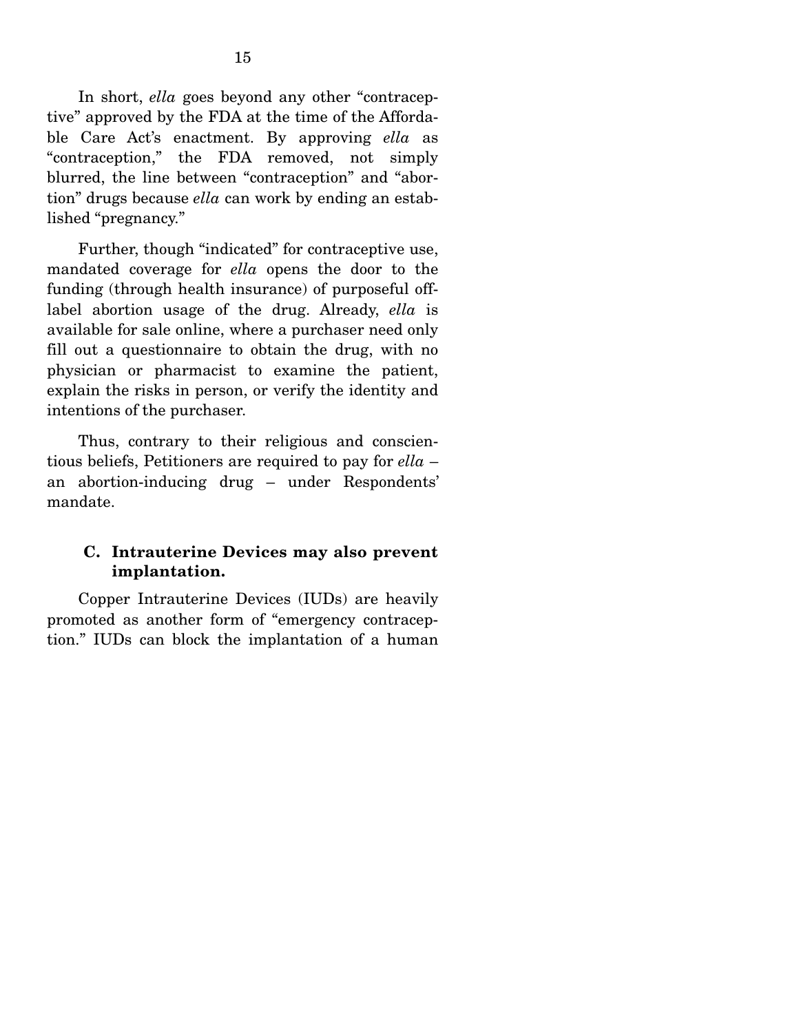In short, *ella* goes beyond any other "contraceptive" approved by the FDA at the time of the Affordable Care Act's enactment. By approving *ella* as "contraception," the FDA removed, not simply blurred, the line between "contraception" and "abortion" drugs because *ella* can work by ending an established "pregnancy."

Further, though "indicated" for contraceptive use, mandated coverage for *ella* opens the door to the funding (through health insurance) of purposeful off-label abortion usage of the drug. Already, *ella* is available for sale online, where a purchaser need only fill out a questionnaire to obtain the drug, with no physician or pharmacist to examine the patient, explain the risks in person, or verify the identity and intentions of the purchaser.

Thus, contrary to their religious and conscientious beliefs, Petitioners are required to pay for *ella* – an abortion-inducing drug – under Respondents' mandate.

### C. Intrauterine Devices may also prevent implantation.

Copper Intrauterine Devices (IUDs) are heavily promoted as another form of "emergency contraception." IUDs can block the implantation of a human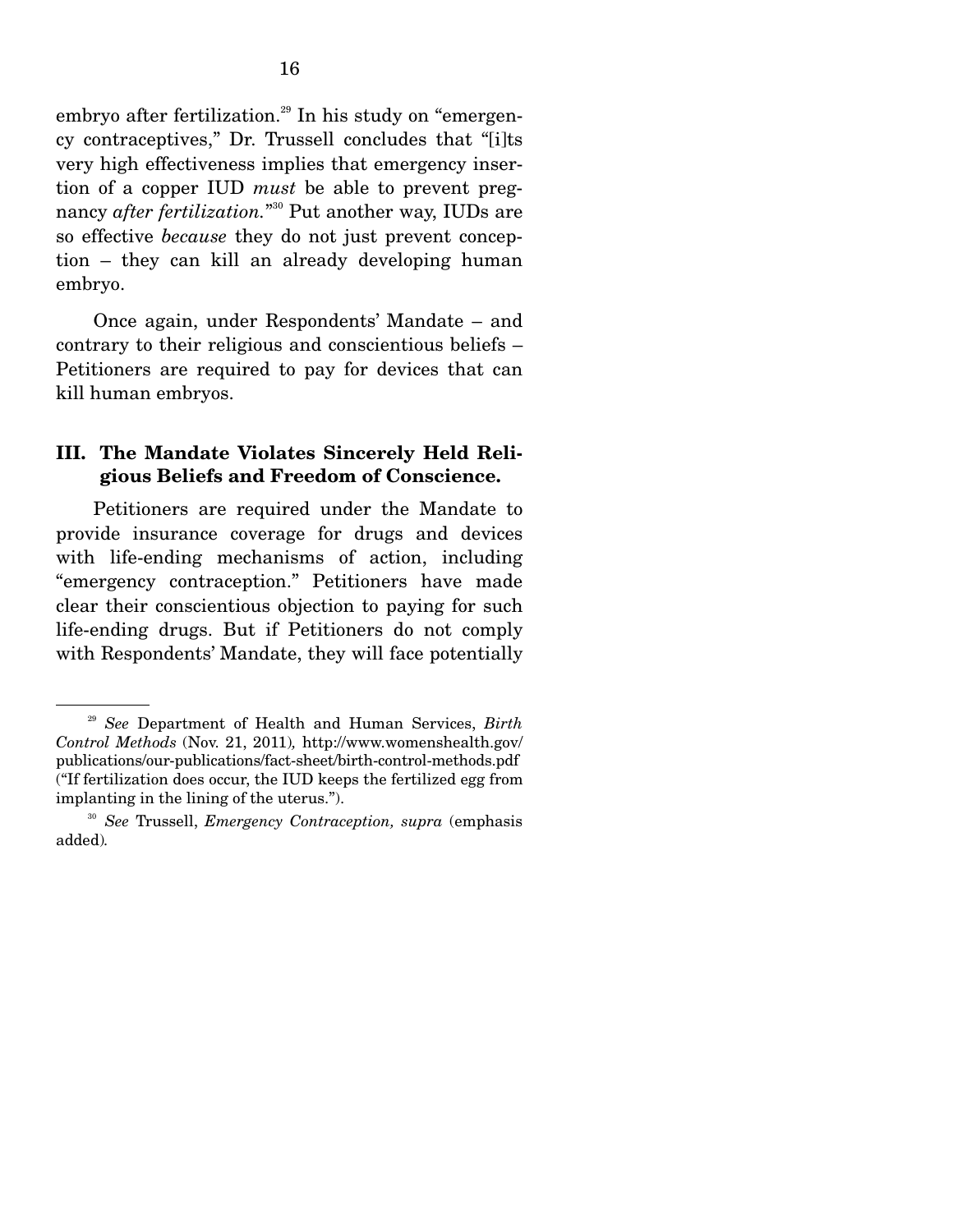embryo after fertilization.[29] In his study on "emergency contraceptives," Dr. Trussell concludes that "[i]ts very high effectiveness implies that emergency insertion of a copper IUD *must* be able to prevent pregnancy *after fertilization.*"[30] Put another way, IUDs are so effective *because* they do not just prevent conception – they can kill an already developing human embryo.

Once again, under Respondents' Mandate – and contrary to their religious and conscientious beliefs – Petitioners are required to pay for devices that can kill human embryos.

### III. The Mandate Violates Sincerely Held Religious Beliefs and Freedom of Conscience.

Petitioners are required under the Mandate to provide insurance coverage for drugs and devices with life-ending mechanisms of action, including "emergency contraception." Petitioners have made clear their conscientious objection to paying for such life-ending drugs. But if Petitioners do not comply with Respondents' Mandate, they will face potentially

---

[29] *See* Department of Health and Human Services, *Birth Control Methods* (Nov. 21, 2011), http://www.womenshealth.gov/publications/our-publications/fact-sheet/birth-control-methods.pdf ("If fertilization does occur, the IUD keeps the fertilized egg from implanting in the lining of the uterus.").

[30] *See* Trussell, *Emergency Contraception, supra* (emphasis added).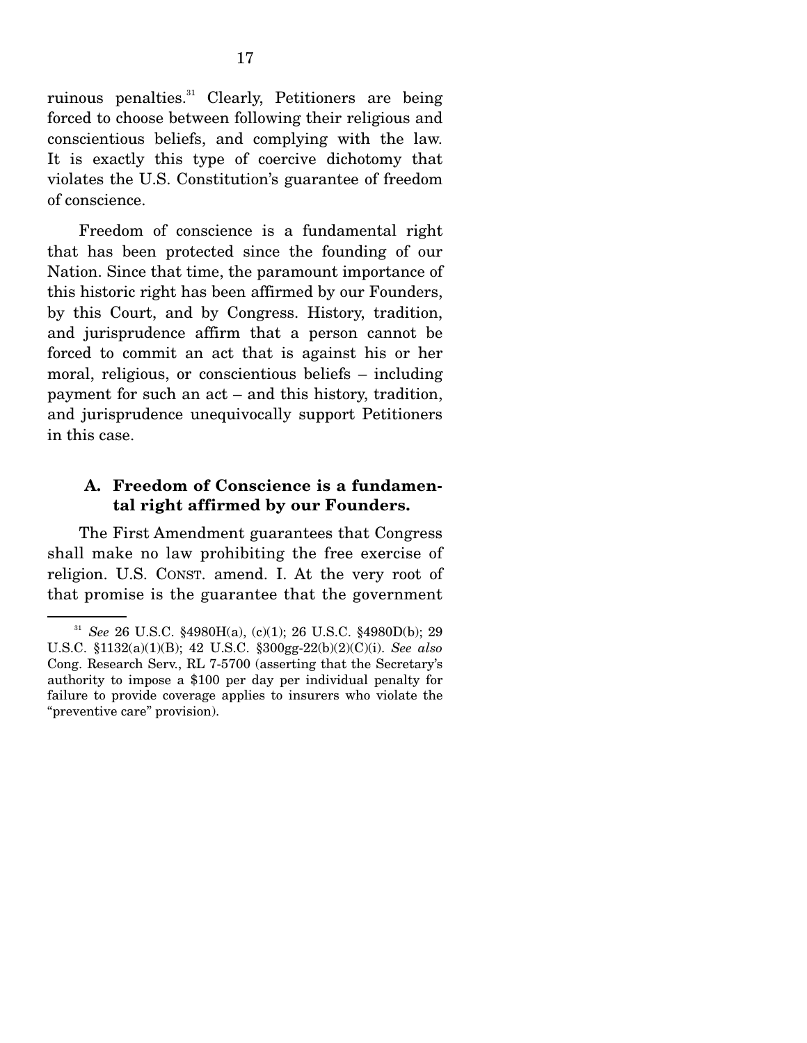ruinous penalties.[31] Clearly, Petitioners are being forced to choose between following their religious and conscientious beliefs, and complying with the law. It is exactly this type of coercive dichotomy that violates the U.S. Constitution's guarantee of freedom of conscience.

Freedom of conscience is a fundamental right that has been protected since the founding of our Nation. Since that time, the paramount importance of this historic right has been affirmed by our Founders, by this Court, and by Congress. History, tradition, and jurisprudence affirm that a person cannot be forced to commit an act that is against his or her moral, religious, or conscientious beliefs – including payment for such an act – and this history, tradition, and jurisprudence unequivocally support Petitioners in this case.

### A. Freedom of Conscience is a fundamental right affirmed by our Founders.

The First Amendment guarantees that Congress shall make no law prohibiting the free exercise of religion. U.S. CONST. amend. I. At the very root of that promise is the guarantee that the government

---

[31] *See* 26 U.S.C. §4980H(a), (c)(1); 26 U.S.C. §4980D(b); 29 U.S.C. §1132(a)(1)(B); 42 U.S.C. §300gg-22(b)(2)(C)(i). *See also* Cong. Research Serv., RL 7-5700 (asserting that the Secretary's authority to impose a $100 per day per individual penalty for failure to provide coverage applies to insurers who violate the "preventive care" provision).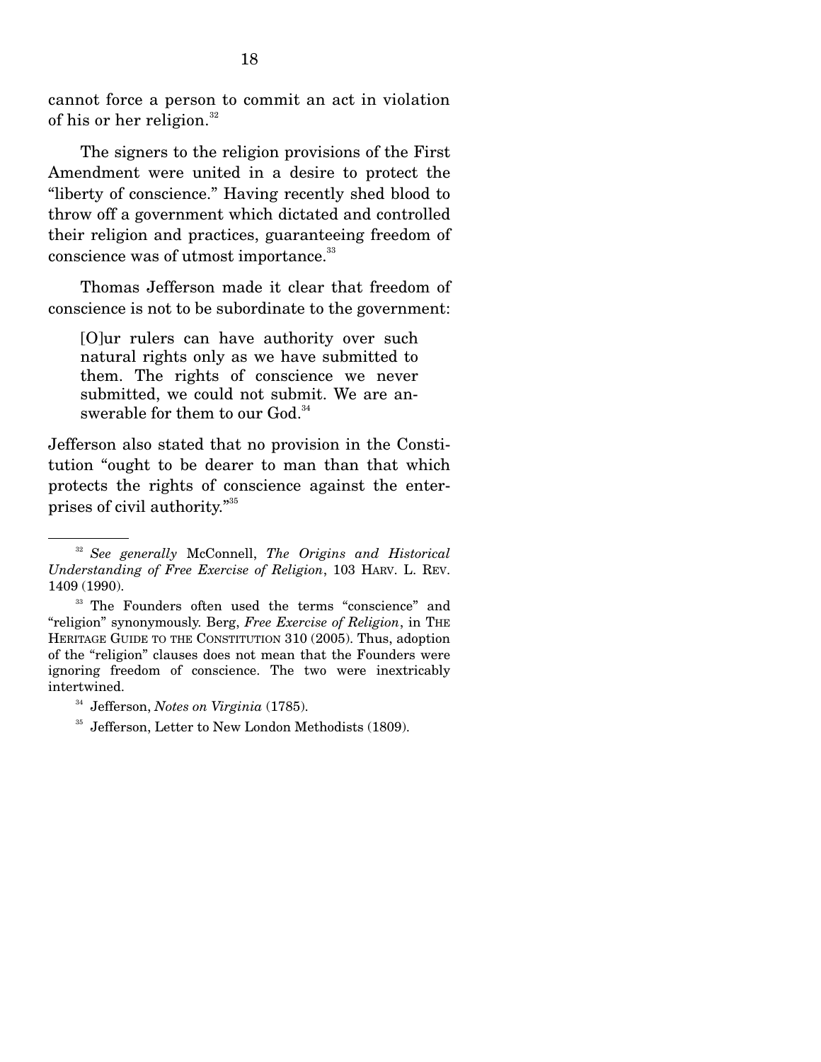cannot force a person to commit an act in violation of his or her religion.[32]

The signers to the religion provisions of the First Amendment were united in a desire to protect the "liberty of conscience." Having recently shed blood to throw off a government which dictated and controlled their religion and practices, guaranteeing freedom of conscience was of utmost importance.[33]

Thomas Jefferson made it clear that freedom of conscience is not to be subordinate to the government:

> [O]ur rulers can have authority over such natural rights only as we have submitted to them. The rights of conscience we never submitted, we could not submit. We are answerable for them to our God.[34]

Jefferson also stated that no provision in the Constitution "ought to be dearer to man than that which protects the rights of conscience against the enterprises of civil authority."[35]

---

[32] *See generally* McConnell, *The Origins and Historical Understanding of Free Exercise of Religion*, 103 HARV. L. REV. 1409 (1990).

[33] The Founders often used the terms "conscience" and "religion" synonymously. Berg, *Free Exercise of Religion*, in THE HERITAGE GUIDE TO THE CONSTITUTION 310 (2005). Thus, adoption of the "religion" clauses does not mean that the Founders were ignoring freedom of conscience. The two were inextricably intertwined.

[34] Jefferson, *Notes on Virginia* (1785).

[35] Jefferson, Letter to New London Methodists (1809).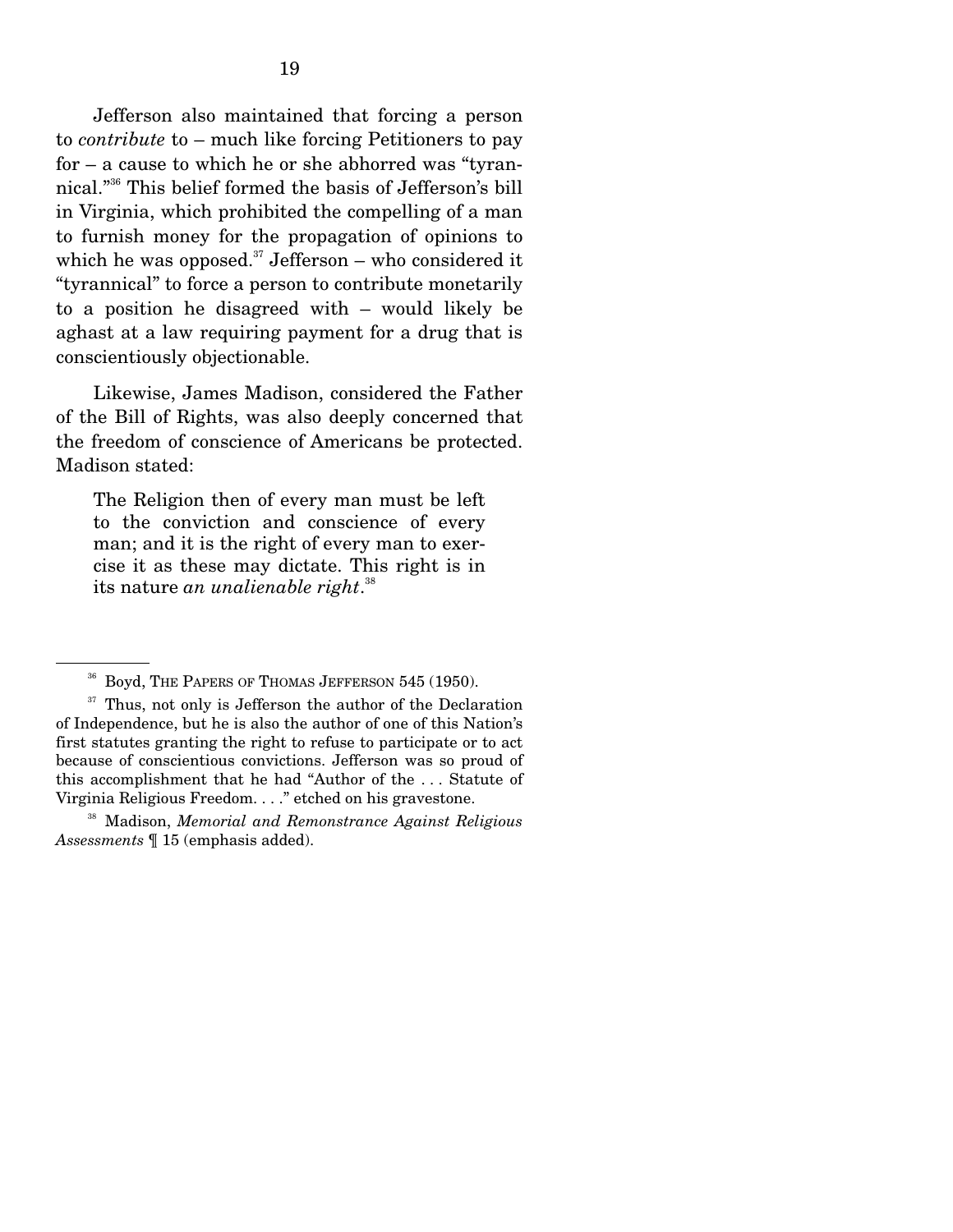Jefferson also maintained that forcing a person to *contribute* to – much like forcing Petitioners to pay for – a cause to which he or she abhorred was "tyrannical."[36] This belief formed the basis of Jefferson's bill in Virginia, which prohibited the compelling of a man to furnish money for the propagation of opinions to which he was opposed.[37] Jefferson – who considered it "tyrannical" to force a person to contribute monetarily to a position he disagreed with – would likely be aghast at a law requiring payment for a drug that is conscientiously objectionable.

Likewise, James Madison, considered the Father of the Bill of Rights, was also deeply concerned that the freedom of conscience of Americans be protected. Madison stated:

> The Religion then of every man must be left to the conviction and conscience of every man; and it is the right of every man to exercise it as these may dictate. This right is in its nature *an unalienable right*.[38]

---

[36] Boyd, THE PAPERS OF THOMAS JEFFERSON 545 (1950).

[37] Thus, not only is Jefferson the author of the Declaration of Independence, but he is also the author of one of this Nation's first statutes granting the right to refuse to participate or to act because of conscientious convictions. Jefferson was so proud of this accomplishment that he had "Author of the . . . Statute of Virginia Religious Freedom. . . ." etched on his gravestone.

[38] Madison, *Memorial and Remonstrance Against Religious Assessments* ¶ 15 (emphasis added).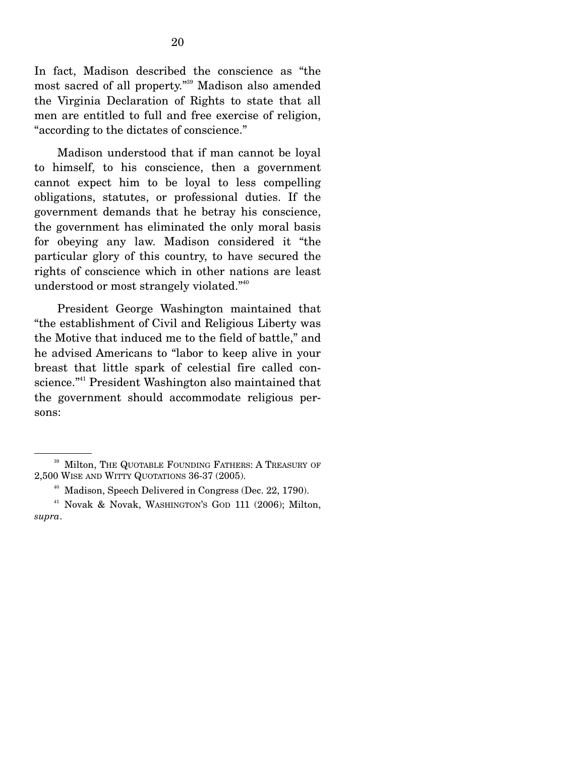In fact, Madison described the conscience as "the most sacred of all property."[39] Madison also amended the Virginia Declaration of Rights to state that all men are entitled to full and free exercise of religion, "according to the dictates of conscience."

Madison understood that if man cannot be loyal to himself, to his conscience, then a government cannot expect him to be loyal to less compelling obligations, statutes, or professional duties. If the government demands that he betray his conscience, the government has eliminated the only moral basis for obeying any law. Madison considered it "the particular glory of this country, to have secured the rights of conscience which in other nations are least understood or most strangely violated."[40]

President George Washington maintained that "the establishment of Civil and Religious Liberty was the Motive that induced me to the field of battle," and he advised Americans to "labor to keep alive in your breast that little spark of celestial fire called conscience."[41] President Washington also maintained that the government should accommodate religious persons:

---

[39] Milton, THE QUOTABLE FOUNDING FATHERS: A TREASURY OF 2,500 WISE AND WITTY QUOTATIONS 36-37 (2005).

[40] Madison, Speech Delivered in Congress (Dec. 22, 1790).

[41] Novak & Novak, WASHINGTON'S GOD 111 (2006); Milton, *supra*.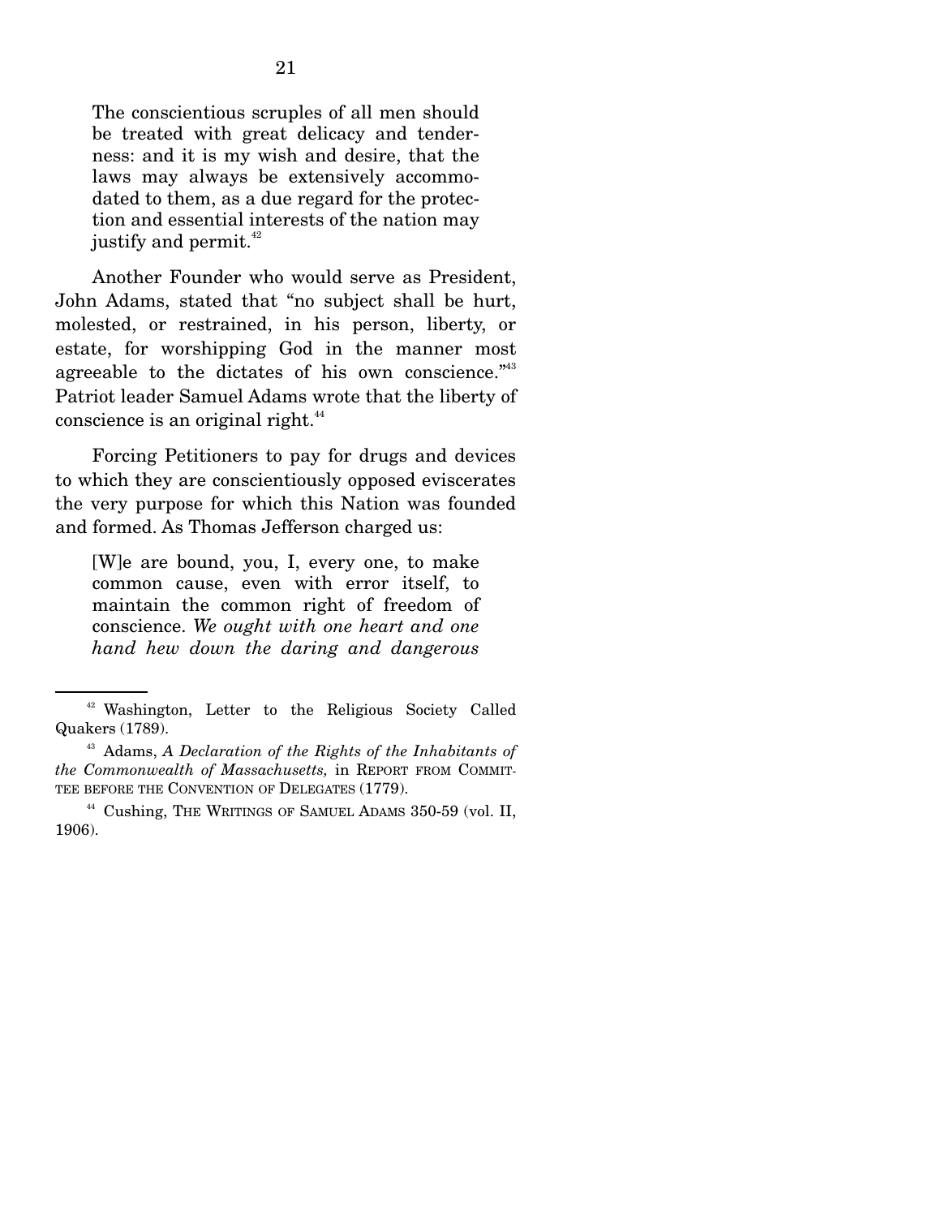> The conscientious scruples of all men should be treated with great delicacy and tenderness: and it is my wish and desire, that the laws may always be extensively accommodated to them, as a due regard for the protection and essential interests of the nation may justify and permit.[42]

Another Founder who would serve as President, John Adams, stated that "no subject shall be hurt, molested, or restrained, in his person, liberty, or estate, for worshipping God in the manner most agreeable to the dictates of his own conscience."[43] Patriot leader Samuel Adams wrote that the liberty of conscience is an original right.[44]

Forcing Petitioners to pay for drugs and devices to which they are conscientiously opposed eviscerates the very purpose for which this Nation was founded and formed. As Thomas Jefferson charged us:

> [W]e are bound, you, I, every one, to make common cause, even with error itself, to maintain the common right of freedom of conscience. *We ought with one heart and one hand hew down the daring and dangerous*

---

[42] Washington, Letter to the Religious Society Called Quakers (1789).

[43] Adams, *A Declaration of the Rights of the Inhabitants of the Commonwealth of Massachusetts,* in REPORT FROM COMMITTEE BEFORE THE CONVENTION OF DELEGATES (1779).

[44] Cushing, THE WRITINGS OF SAMUEL ADAMS 350-59 (vol. II, 1906).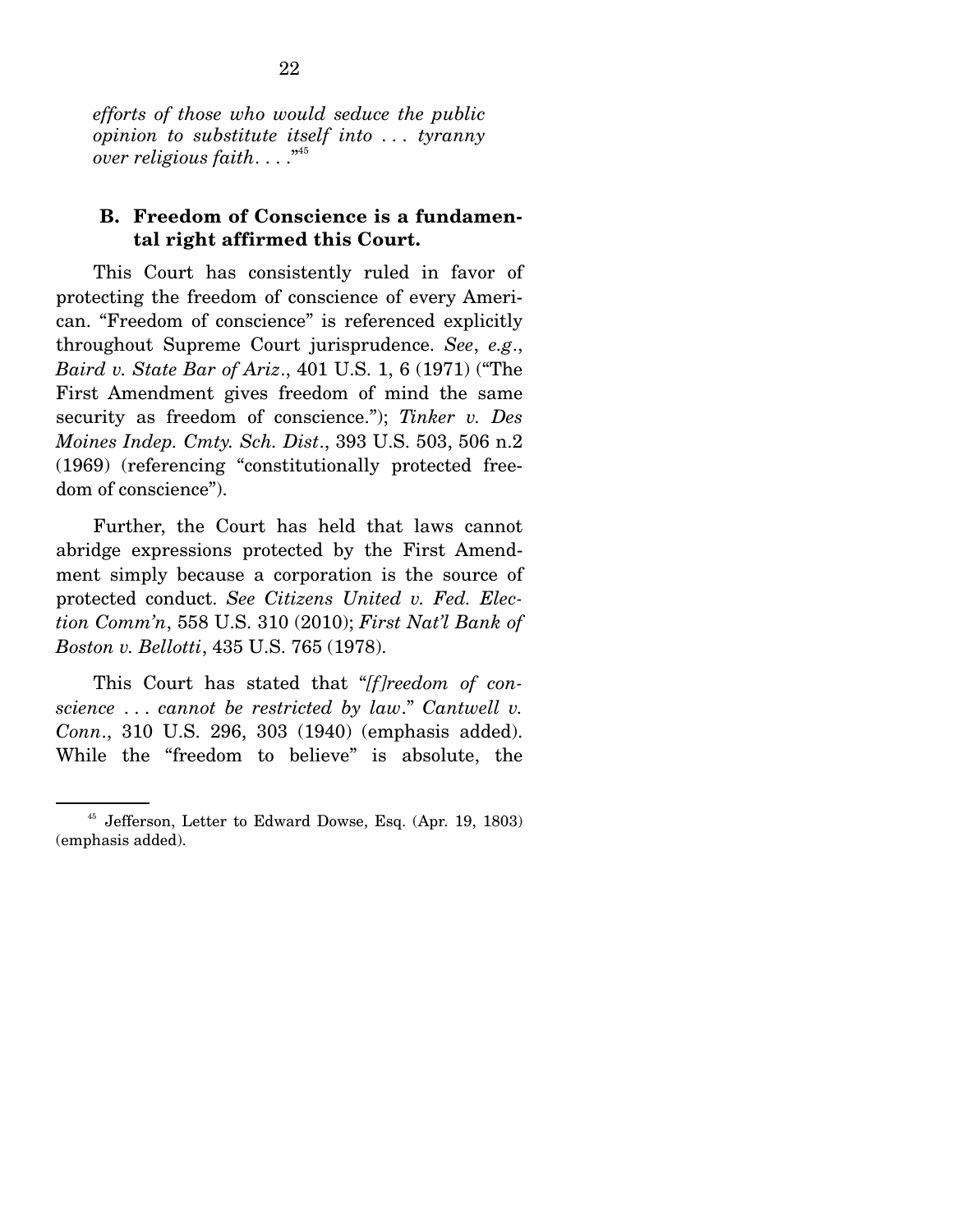*efforts of those who would seduce the public opinion to substitute itself into . . . tyranny over religious faith. . . .*"[45]

### B. Freedom of Conscience is a fundamental right affirmed this Court.

This Court has consistently ruled in favor of protecting the freedom of conscience of every American. "Freedom of conscience" is referenced explicitly throughout Supreme Court jurisprudence. *See*, *e.g*., *Baird v. State Bar of Ariz*., 401 U.S. 1, 6 (1971) ("The First Amendment gives freedom of mind the same security as freedom of conscience."); *Tinker v. Des Moines Indep. Cmty. Sch. Dist*., 393 U.S. 503, 506 n.2 (1969) (referencing "constitutionally protected freedom of conscience").

Further, the Court has held that laws cannot abridge expressions protected by the First Amendment simply because a corporation is the source of protected conduct. *See Citizens United v. Fed. Election Comm'n*, 558 U.S. 310 (2010); *First Nat'l Bank of Boston v. Bellotti*, 435 U.S. 765 (1978).

This Court has stated that "*[f]reedom of conscience . . . cannot be restricted by law*." *Cantwell v. Conn*., 310 U.S. 296, 303 (1940) (emphasis added). While the "freedom to believe" is absolute, the

---

[45] Jefferson, Letter to Edward Dowse, Esq. (Apr. 19, 1803) (emphasis added).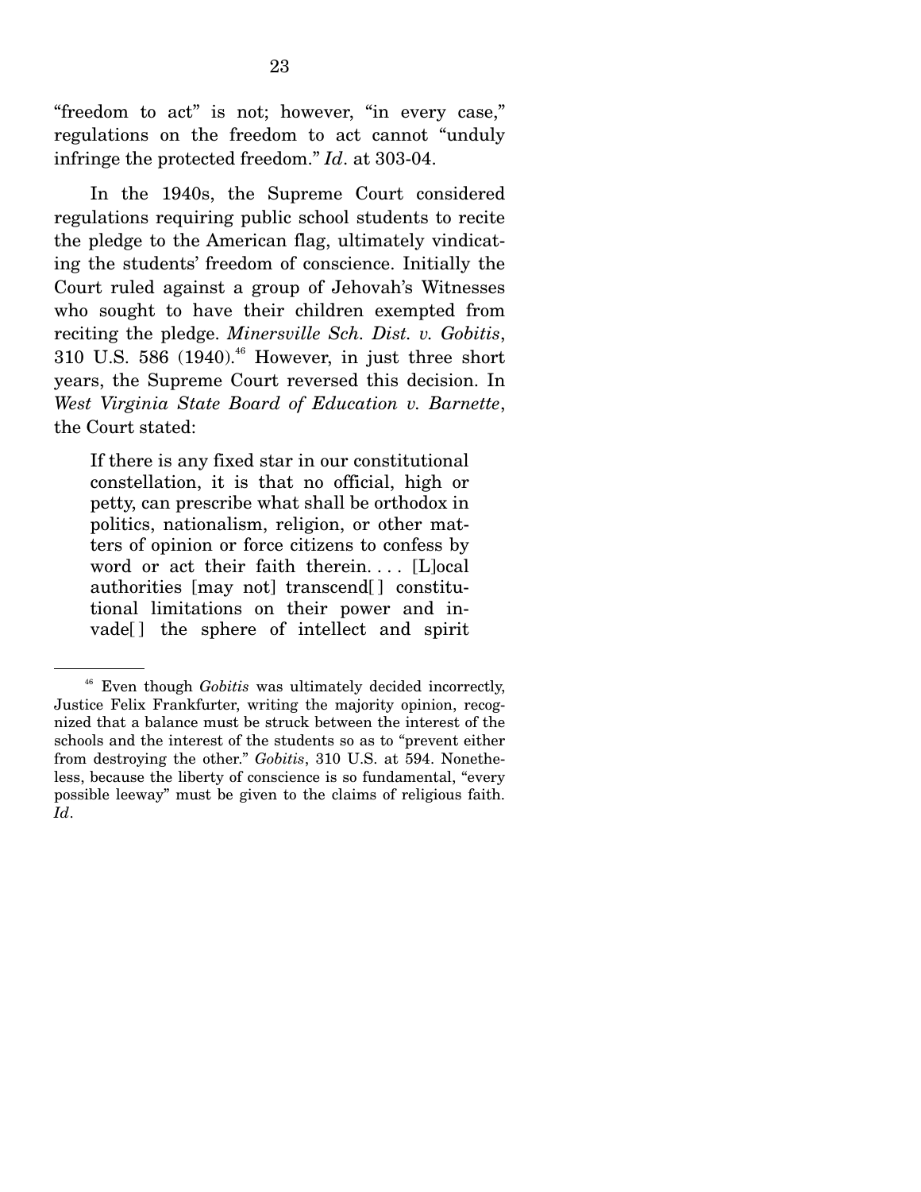"freedom to act" is not; however, "in every case," regulations on the freedom to act cannot "unduly infringe the protected freedom." *Id*. at 303-04.

In the 1940s, the Supreme Court considered regulations requiring public school students to recite the pledge to the American flag, ultimately vindicating the students' freedom of conscience. Initially the Court ruled against a group of Jehovah's Witnesses who sought to have their children exempted from reciting the pledge. *Minersville Sch. Dist. v. Gobitis*, 310 U.S. 586 (1940).[46] However, in just three short years, the Supreme Court reversed this decision. In *West Virginia State Board of Education v. Barnette*, the Court stated:

> If there is any fixed star in our constitutional constellation, it is that no official, high or petty, can prescribe what shall be orthodox in politics, nationalism, religion, or other matters of opinion or force citizens to confess by word or act their faith therein. . . . [L]ocal authorities [may not] transcend[ ] constitutional limitations on their power and invade[ ] the sphere of intellect and spirit

---

[46] Even though *Gobitis* was ultimately decided incorrectly, Justice Felix Frankfurter, writing the majority opinion, recognized that a balance must be struck between the interest of the schools and the interest of the students so as to "prevent either from destroying the other." *Gobitis*, 310 U.S. at 594. Nonetheless, because the liberty of conscience is so fundamental, "every possible leeway" must be given to the claims of religious faith. *Id*.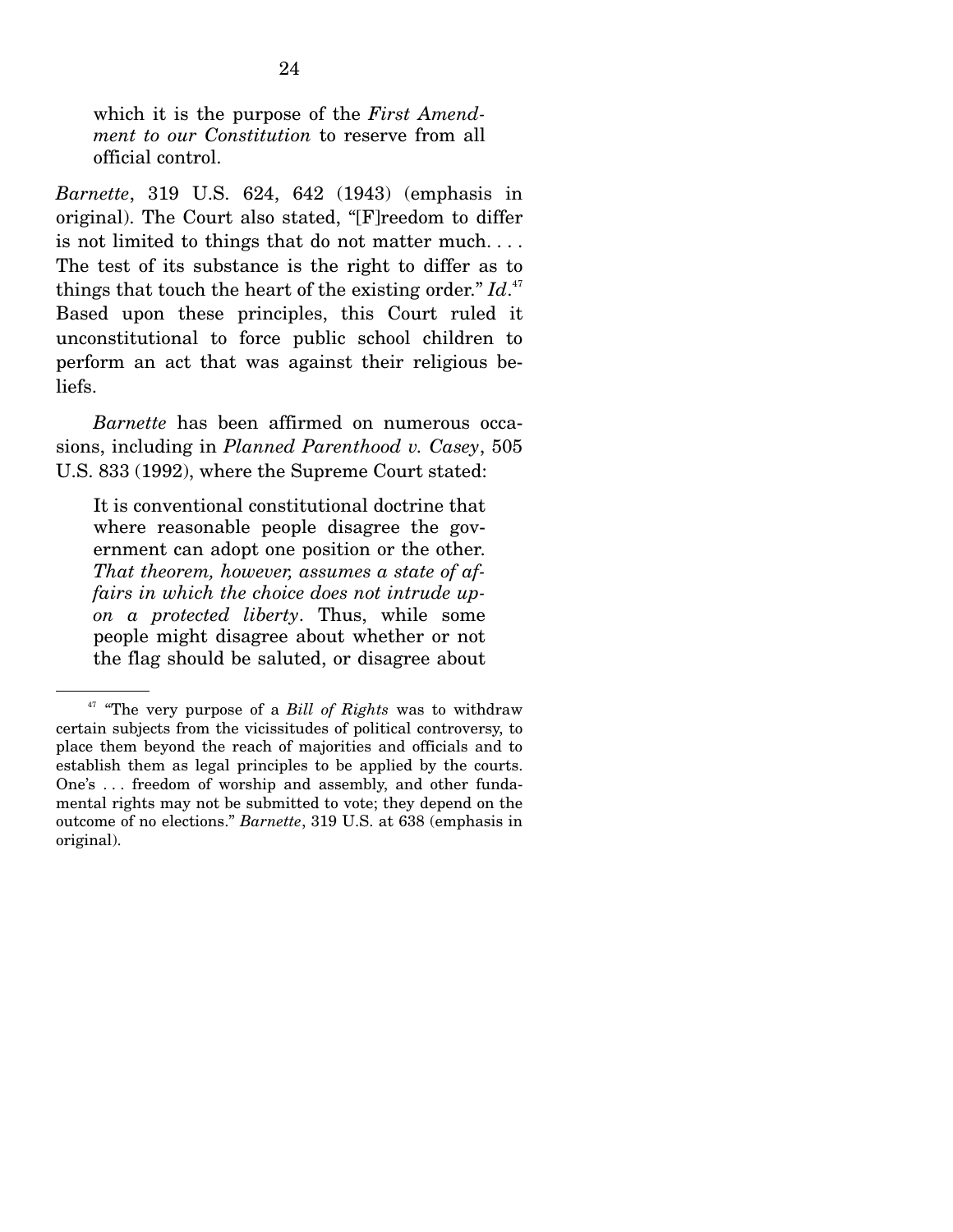> which it is the purpose of the *First Amendment to our Constitution* to reserve from all official control.

*Barnette*, 319 U.S. 624, 642 (1943) (emphasis in original). The Court also stated, "[F]reedom to differ is not limited to things that do not matter much. . . . The test of its substance is the right to differ as to things that touch the heart of the existing order." *Id*.[47] Based upon these principles, this Court ruled it unconstitutional to force public school children to perform an act that was against their religious beliefs.

*Barnette* has been affirmed on numerous occasions, including in *Planned Parenthood v. Casey*, 505 U.S. 833 (1992), where the Supreme Court stated:

> It is conventional constitutional doctrine that where reasonable people disagree the government can adopt one position or the other. *That theorem, however, assumes a state of affairs in which the choice does not intrude upon a protected liberty*. Thus, while some people might disagree about whether or not the flag should be saluted, or disagree about

---

[47] "The very purpose of a *Bill of Rights* was to withdraw certain subjects from the vicissitudes of political controversy, to place them beyond the reach of majorities and officials and to establish them as legal principles to be applied by the courts. One's . . . freedom of worship and assembly, and other fundamental rights may not be submitted to vote; they depend on the outcome of no elections." *Barnette*, 319 U.S. at 638 (emphasis in original).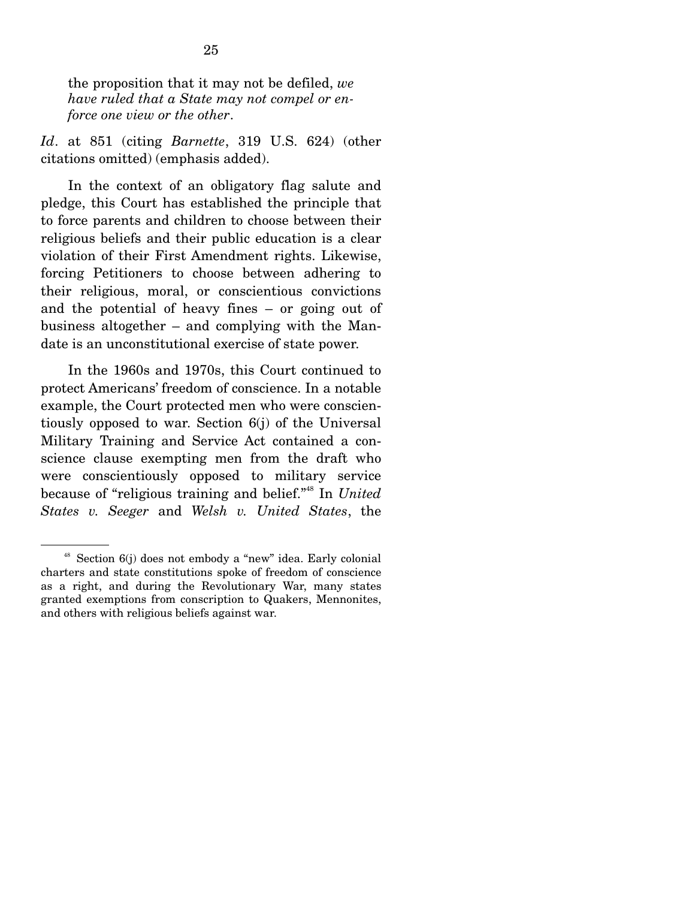> the proposition that it may not be defiled, *we have ruled that a State may not compel or enforce one view or the other*.

*Id*. at 851 (citing *Barnette*, 319 U.S. 624) (other citations omitted) (emphasis added).

In the context of an obligatory flag salute and pledge, this Court has established the principle that to force parents and children to choose between their religious beliefs and their public education is a clear violation of their First Amendment rights. Likewise, forcing Petitioners to choose between adhering to their religious, moral, or conscientious convictions and the potential of heavy fines – or going out of business altogether – and complying with the Mandate is an unconstitutional exercise of state power.

In the 1960s and 1970s, this Court continued to protect Americans' freedom of conscience. In a notable example, the Court protected men who were conscientiously opposed to war. Section 6(j) of the Universal Military Training and Service Act contained a conscience clause exempting men from the draft who were conscientiously opposed to military service because of "religious training and belief."[48] In *United States v. Seeger* and *Welsh v. United States*, the

---

[48] Section 6(j) does not embody a "new" idea. Early colonial charters and state constitutions spoke of freedom of conscience as a right, and during the Revolutionary War, many states granted exemptions from conscription to Quakers, Mennonites, and others with religious beliefs against war.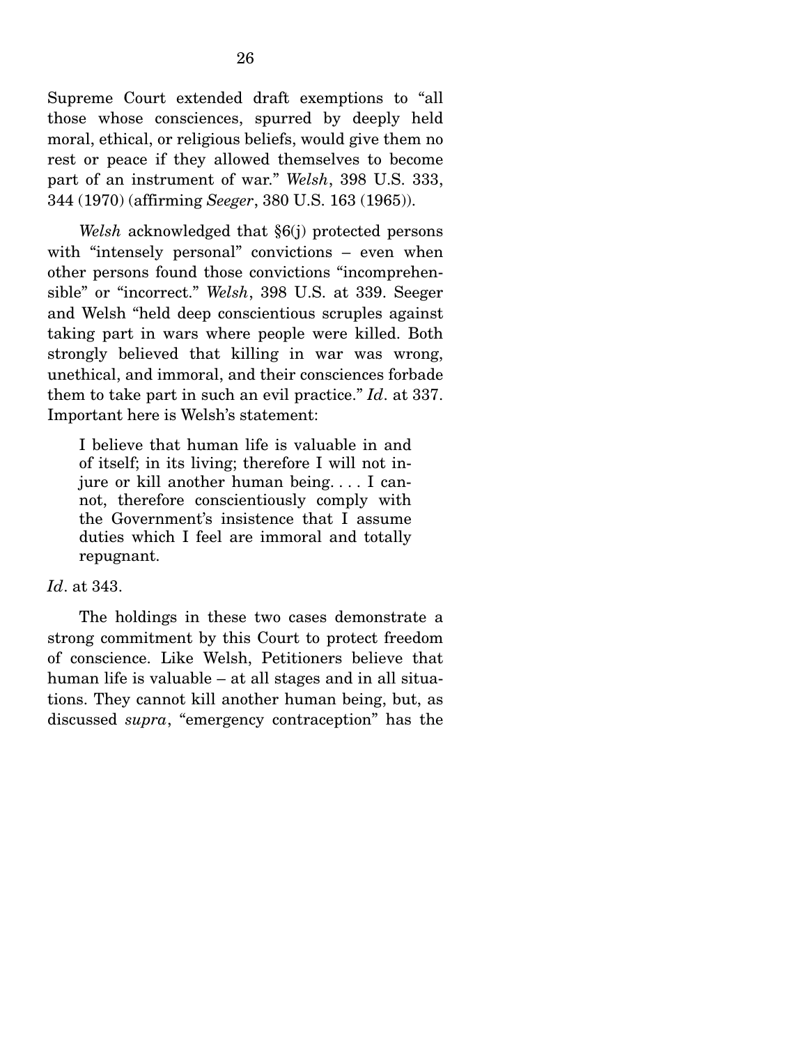Supreme Court extended draft exemptions to "all those whose consciences, spurred by deeply held moral, ethical, or religious beliefs, would give them no rest or peace if they allowed themselves to become part of an instrument of war." *Welsh*, 398 U.S. 333, 344 (1970) (affirming *Seeger*, 380 U.S. 163 (1965)).

*Welsh* acknowledged that §6(j) protected persons with "intensely personal" convictions – even when other persons found those convictions "incomprehensible" or "incorrect." *Welsh*, 398 U.S. at 339. Seeger and Welsh "held deep conscientious scruples against taking part in wars where people were killed. Both strongly believed that killing in war was wrong, unethical, and immoral, and their consciences forbade them to take part in such an evil practice." *Id*. at 337. Important here is Welsh's statement:

> I believe that human life is valuable in and of itself; in its living; therefore I will not injure or kill another human being. . . . I cannot, therefore conscientiously comply with the Government's insistence that I assume duties which I feel are immoral and totally repugnant.

*Id*. at 343.

The holdings in these two cases demonstrate a strong commitment by this Court to protect freedom of conscience. Like Welsh, Petitioners believe that human life is valuable – at all stages and in all situations. They cannot kill another human being, but, as discussed *supra*, "emergency contraception" has the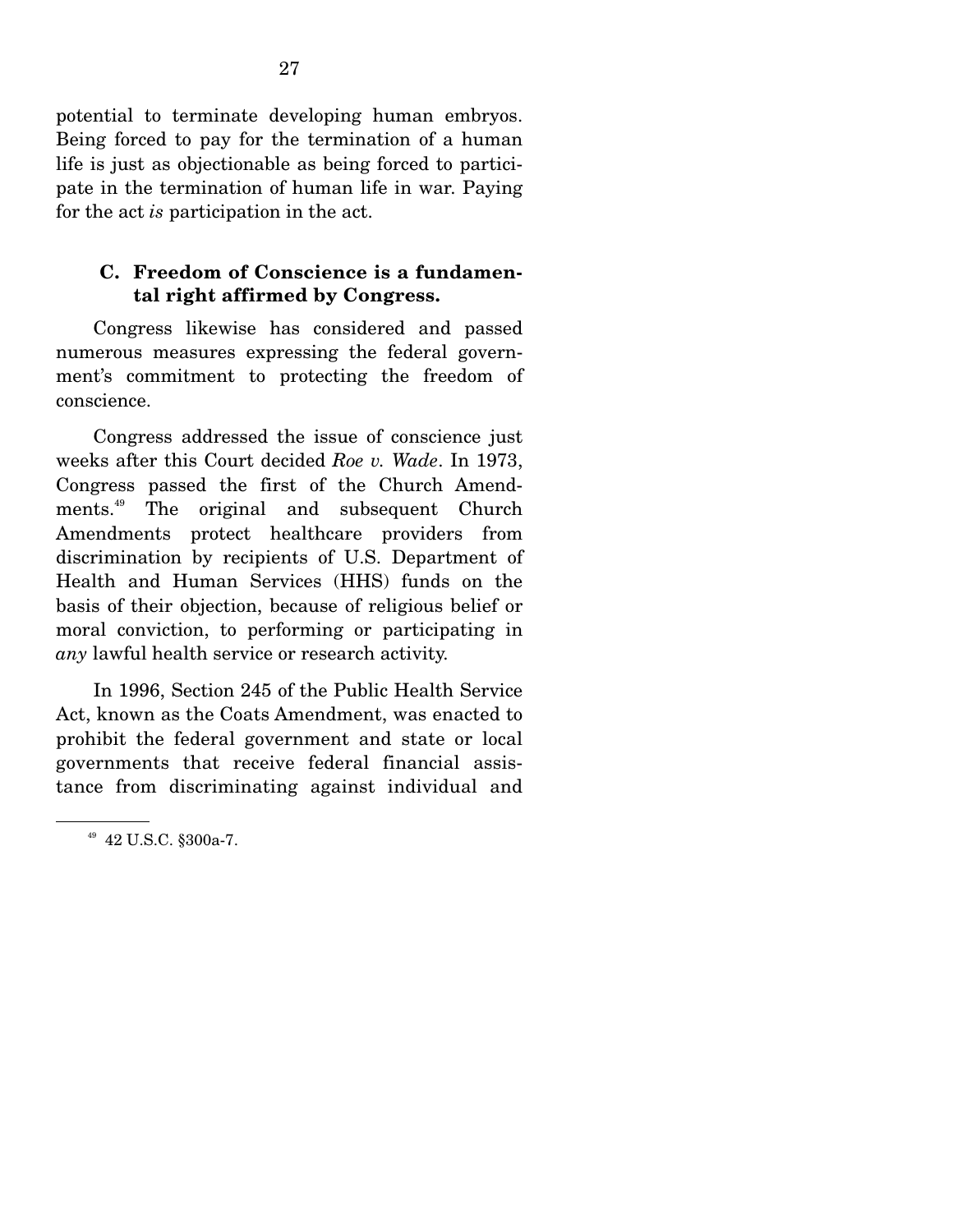potential to terminate developing human embryos. Being forced to pay for the termination of a human life is just as objectionable as being forced to participate in the termination of human life in war. Paying for the act *is* participation in the act.

### C. Freedom of Conscience is a fundamental right affirmed by Congress.

Congress likewise has considered and passed numerous measures expressing the federal government's commitment to protecting the freedom of conscience.

Congress addressed the issue of conscience just weeks after this Court decided *Roe v. Wade*. In 1973, Congress passed the first of the Church Amendments.[49] The original and subsequent Church Amendments protect healthcare providers from discrimination by recipients of U.S. Department of Health and Human Services (HHS) funds on the basis of their objection, because of religious belief or moral conviction, to performing or participating in *any* lawful health service or research activity.

In 1996, Section 245 of the Public Health Service Act, known as the Coats Amendment, was enacted to prohibit the federal government and state or local governments that receive federal financial assistance from discriminating against individual and

---

[49] 42 U.S.C. §300a-7.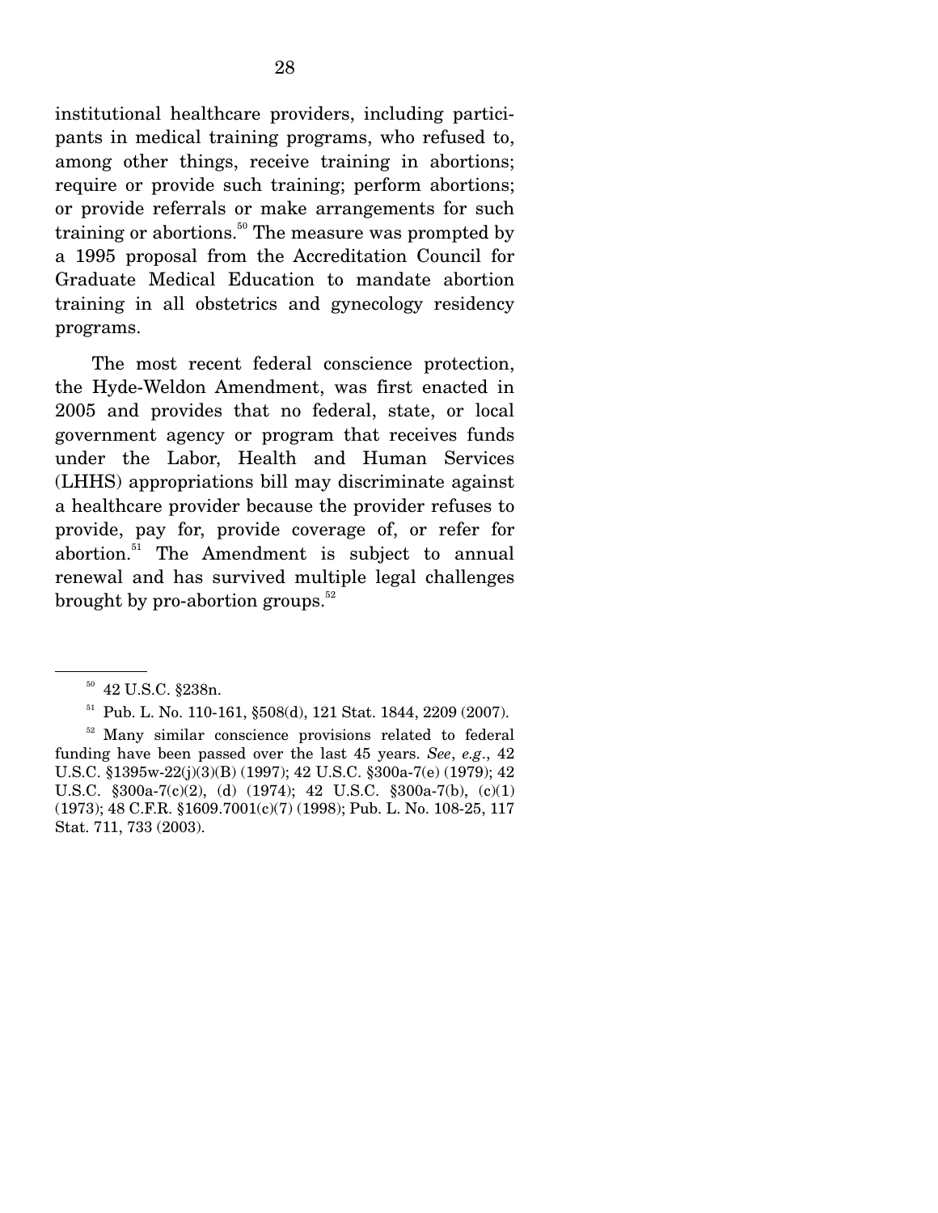institutional healthcare providers, including participants in medical training programs, who refused to, among other things, receive training in abortions; require or provide such training; perform abortions; or provide referrals or make arrangements for such training or abortions.[50] The measure was prompted by a 1995 proposal from the Accreditation Council for Graduate Medical Education to mandate abortion training in all obstetrics and gynecology residency programs.

The most recent federal conscience protection, the Hyde-Weldon Amendment, was first enacted in 2005 and provides that no federal, state, or local government agency or program that receives funds under the Labor, Health and Human Services (LHHS) appropriations bill may discriminate against a healthcare provider because the provider refuses to provide, pay for, provide coverage of, or refer for abortion.[51] The Amendment is subject to annual renewal and has survived multiple legal challenges brought by pro-abortion groups.[52]

---

[50] 42 U.S.C. §238n.

[51] Pub. L. No. 110-161, §508(d), 121 Stat. 1844, 2209 (2007).

[52] Many similar conscience provisions related to federal funding have been passed over the last 45 years. *See*, *e.g*., 42 U.S.C. §1395w-22(j)(3)(B) (1997); 42 U.S.C. §300a-7(e) (1979); 42 U.S.C. §300a-7(c)(2), (d) (1974); 42 U.S.C. §300a-7(b), (c)(1) (1973); 48 C.F.R. §1609.7001(c)(7) (1998); Pub. L. No. 108-25, 117 Stat. 711, 733 (2003).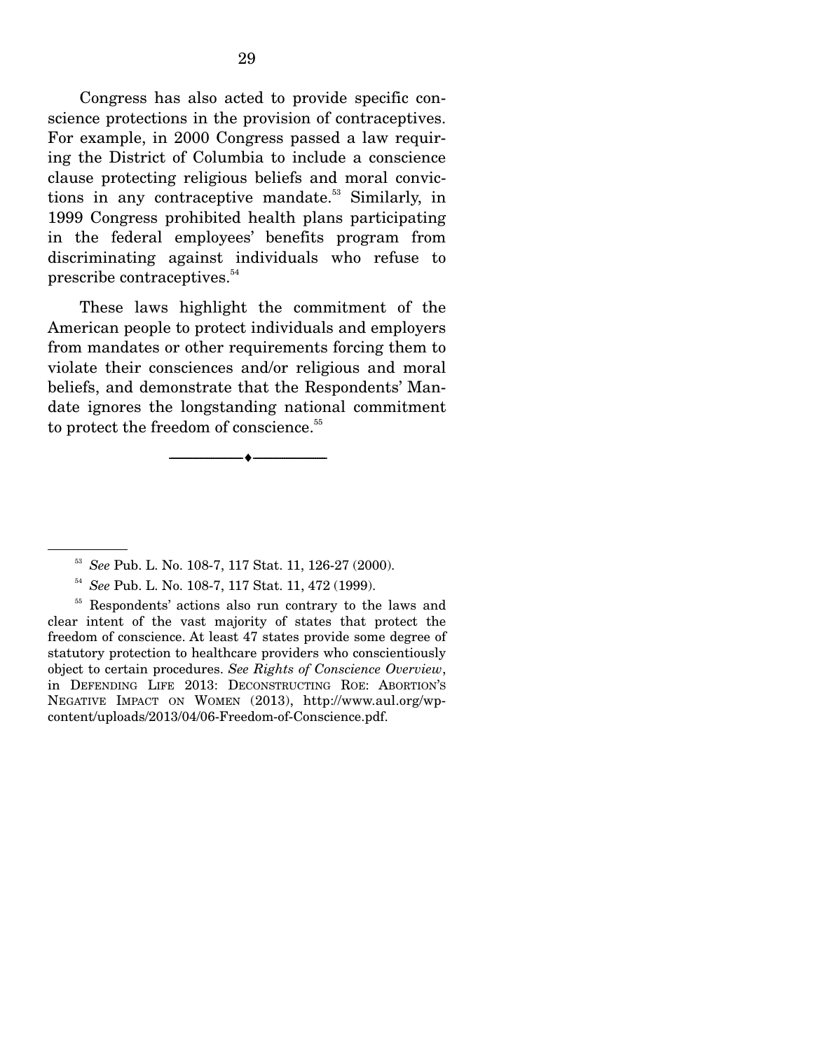Congress has also acted to provide specific conscience protections in the provision of contraceptives. For example, in 2000 Congress passed a law requiring the District of Columbia to include a conscience clause protecting religious beliefs and moral convictions in any contraceptive mandate.[53] Similarly, in 1999 Congress prohibited health plans participating in the federal employees' benefits program from discriminating against individuals who refuse to prescribe contraceptives.[54]

These laws highlight the commitment of the American people to protect individuals and employers from mandates or other requirements forcing them to violate their consciences and/or religious and moral beliefs, and demonstrate that the Respondents' Mandate ignores the longstanding national commitment to protect the freedom of conscience.[55]

---

[53] *See* Pub. L. No. 108-7, 117 Stat. 11, 126-27 (2000).

[54] *See* Pub. L. No. 108-7, 117 Stat. 11, 472 (1999).

[55] Respondents' actions also run contrary to the laws and clear intent of the vast majority of states that protect the freedom of conscience. At least 47 states provide some degree of statutory protection to healthcare providers who conscientiously object to certain procedures. *See Rights of Conscience Overview*, in DEFENDING LIFE 2013: DECONSTRUCTING ROE: ABORTION'S NEGATIVE IMPACT ON WOMEN (2013), http://www.aul.org/wp-content/uploads/2013/04/06-Freedom-of-Conscience.pdf.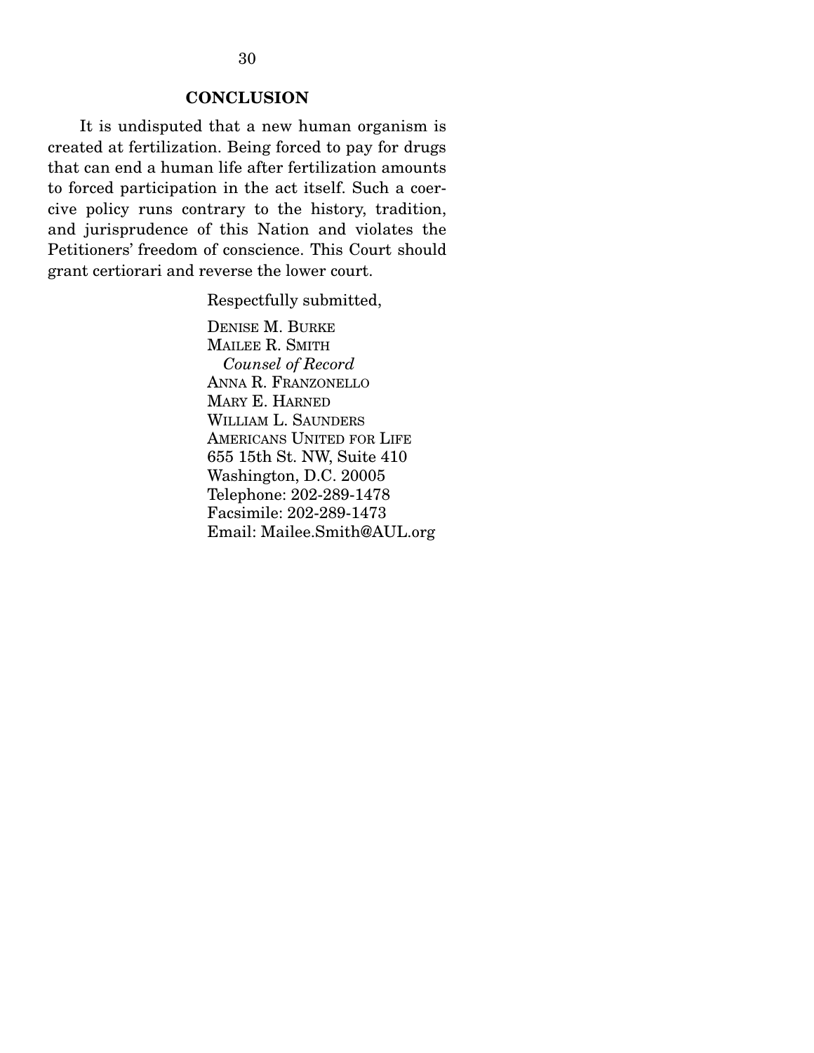## CONCLUSION

It is undisputed that a new human organism is created at fertilization. Being forced to pay for drugs that can end a human life after fertilization amounts to forced participation in the act itself. Such a coercive policy runs contrary to the history, tradition, and jurisprudence of this Nation and violates the Petitioners' freedom of conscience. This Court should grant certiorari and reverse the lower court.

Respectfully submitted,

DENISE M. BURKE
MAILEE R. SMITH
*Counsel of Record*
ANNA R. FRANZONELLO
MARY E. HARNED
WILLIAM L. SAUNDERS
AMERICANS UNITED FOR LIFE
655 15th St. NW, Suite 410
Washington, D.C. 20005
Telephone: 202-289-1478
Facsimile: 202-289-1473
Email: Mailee.Smith@AUL.org